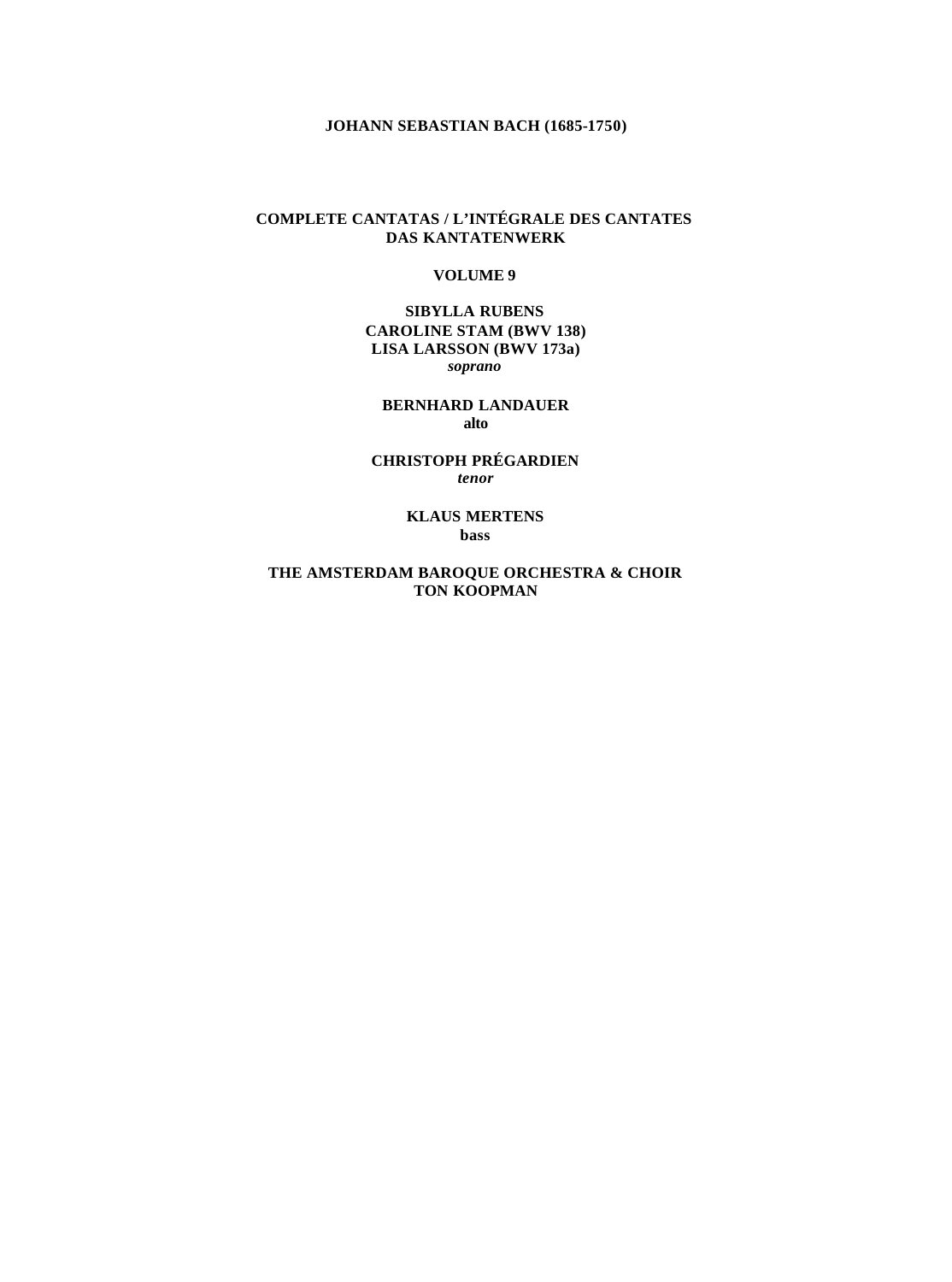**JOHANN SEBASTIAN BACH (1685-1750)**

**COMPLETE CANTATAS / L'INTÉGRALE DES CANTATES**
**DAS KANTATENWERK**

**VOLUME 9**

**SIBYLLA RUBENS**
**CAROLINE STAM (BWV 138)**
**LISA LARSSON (BWV 173a)**
***soprano***

**BERNHARD LANDAUER**
**alto**

**CHRISTOPH PRÉGARDIEN**
***tenor***

**KLAUS MERTENS**
**bass**

**THE AMSTERDAM BAROQUE ORCHESTRA & CHOIR**
**TON KOOPMAN**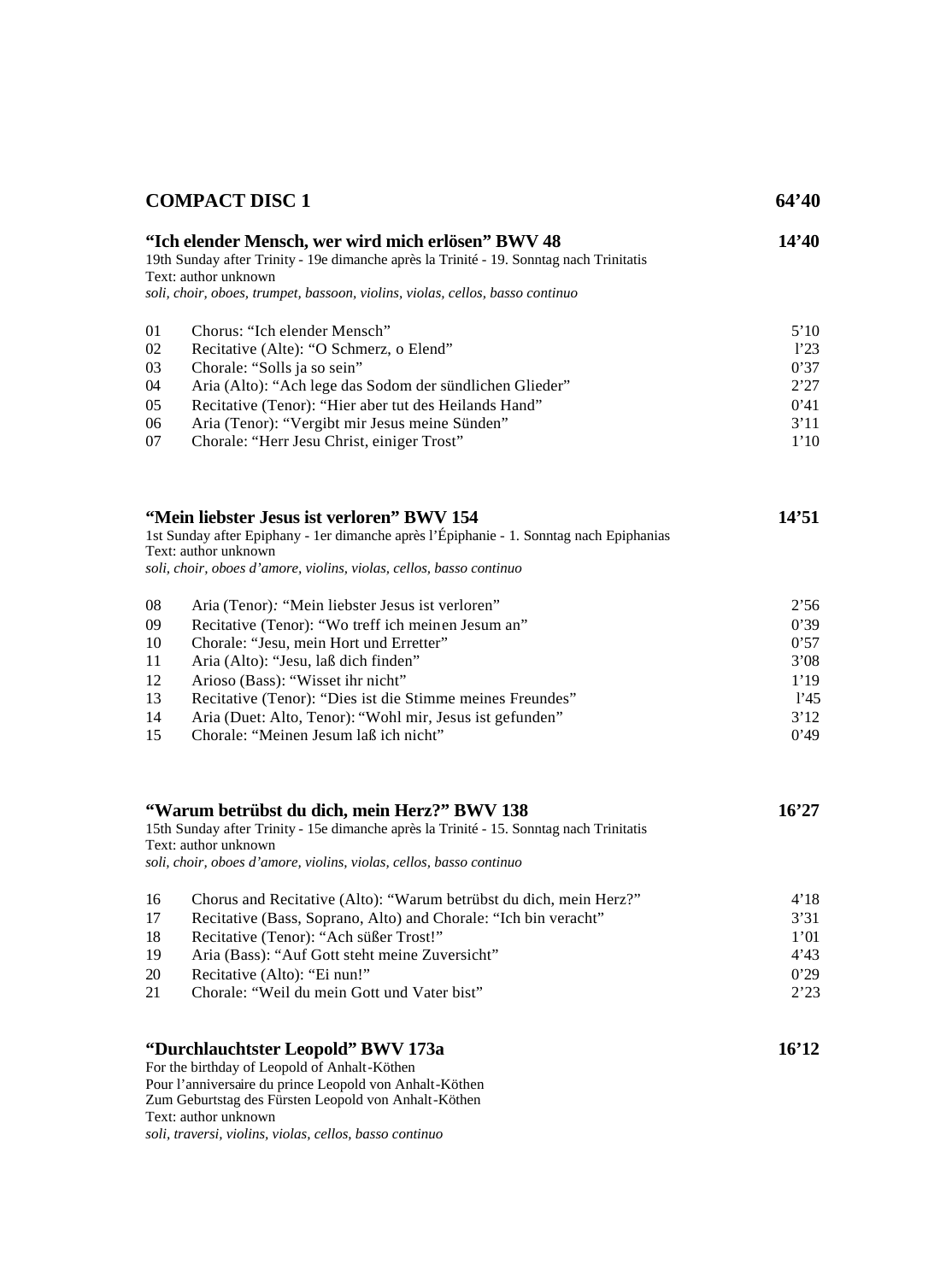## COMPACT DISC 1 — 64'40

### "Ich elender Mensch, wer wird mich erlösen" BWV 48 — 14'40

19th Sunday after Trinity - 19e dimanche après la Trinité - 19. Sonntag nach Trinitatis
Text: author unknown
*soli, choir, oboes, trumpet, bassoon, violins, violas, cellos, basso continuo*

| | | |
|---|---|---|
| 01 | Chorus: "Ich elender Mensch" | 5'10 |
| 02 | Recitative (Alte): "O Schmerz, o Elend" | l'23 |
| 03 | Chorale: "Solls ja so sein" | 0'37 |
| 04 | Aria (Alto): "Ach lege das Sodom der sündlichen Glieder" | 2'27 |
| 05 | Recitative (Tenor): "Hier aber tut des Heilands Hand" | 0'41 |
| 06 | Aria (Tenor): "Vergibt mir Jesus meine Sünden" | 3'11 |
| 07 | Chorale: "Herr Jesu Christ, einiger Trost" | 1'10 |

### "Mein liebster Jesus ist verloren" BWV 154 — 14'51

1st Sunday after Epiphany - 1er dimanche après l'Épiphanie - 1. Sonntag nach Epiphanias
Text: author unknown
*soli, choir, oboes d'amore, violins, violas, cellos, basso continuo*

| | | |
|---|---|---|
| 08 | Aria (Tenor): "Mein liebster Jesus ist verloren" | 2'56 |
| 09 | Recitative (Tenor): "Wo treff ich meinen Jesum an" | 0'39 |
| 10 | Chorale: "Jesu, mein Hort und Erretter" | 0'57 |
| 11 | Aria (Alto): "Jesu, laß dich finden" | 3'08 |
| 12 | Arioso (Bass): "Wisset ihr nicht" | 1'19 |
| 13 | Recitative (Tenor): "Dies ist die Stimme meines Freundes" | l'45 |
| 14 | Aria (Duet: Alto, Tenor): "Wohl mir, Jesus ist gefunden" | 3'12 |
| 15 | Chorale: "Meinen Jesum laß ich nicht" | 0'49 |

### "Warum betrübst du dich, mein Herz?" BWV 138 — 16'27

15th Sunday after Trinity - 15e dimanche après la Trinité - 15. Sonntag nach Trinitatis
Text: author unknown
*soli, choir, oboes d'amore, violins, violas, cellos, basso continuo*

| | | |
|---|---|---|
| 16 | Chorus and Recitative (Alto): "Warum betrübst du dich, mein Herz?" | 4'18 |
| 17 | Recitative (Bass, Soprano, Alto) and Chorale: "Ich bin veracht" | 3'31 |
| 18 | Recitative (Tenor): "Ach süßer Trost!" | 1'01 |
| 19 | Aria (Bass): "Auf Gott steht meine Zuversicht" | 4'43 |
| 20 | Recitative (Alto): "Ei nun!" | 0'29 |
| 21 | Chorale: "Weil du mein Gott und Vater bist" | 2'23 |

### "Durchlauchtster Leopold" BWV 173a — 16'12

For the birthday of Leopold of Anhalt-Köthen
Pour l'anniversaire du prince Leopold von Anhalt-Köthen
Zum Geburtstag des Fürsten Leopold von Anhalt-Köthen
Text: author unknown
*soli, traversi, violins, violas, cellos, basso continuo*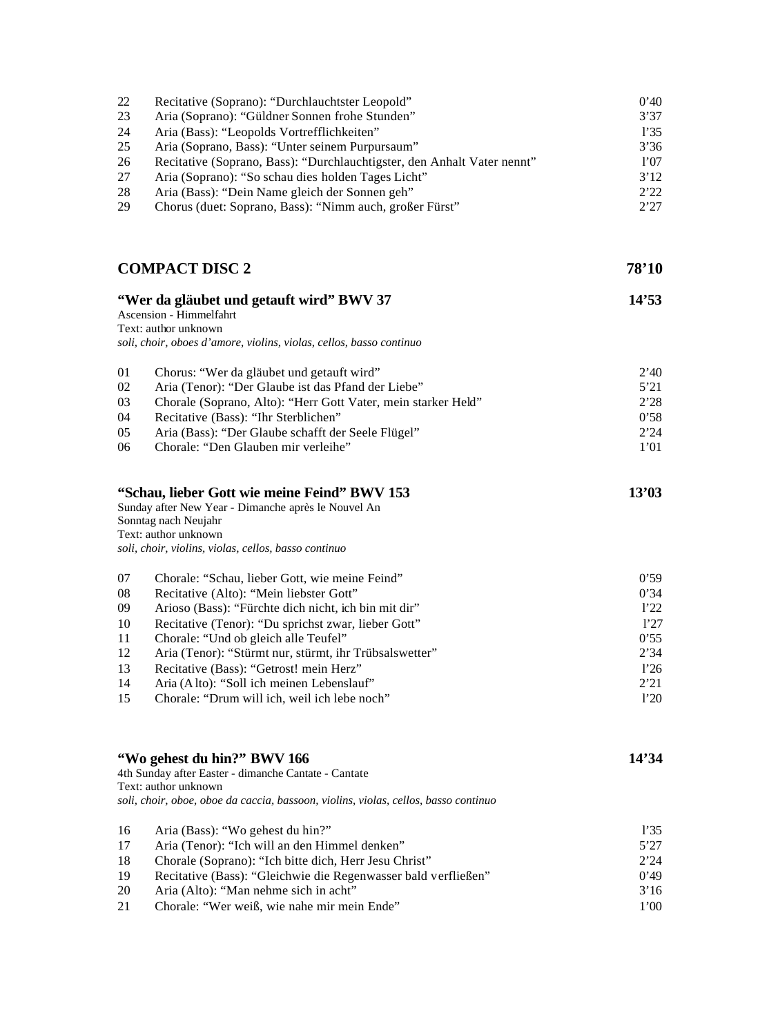| | | |
|---|---|---|
| 22 | Recitative (Soprano): “Durchlauchtster Leopold” | 0’40 |
| 23 | Aria (Soprano): “Güldner Sonnen frohe Stunden” | 3’37 |
| 24 | Aria (Bass): “Leopolds Vortrefflichkeiten” | 1’35 |
| 25 | Aria (Soprano, Bass): “Unter seinem Purpursaum” | 3’36 |
| 26 | Recitative (Soprano, Bass): “Durchlauchtigster, den Anhalt Vater nennt” | 1’07 |
| 27 | Aria (Soprano): “So schau dies holden Tages Licht” | 3’12 |
| 28 | Aria (Bass): “Dein Name gleich der Sonnen geh” | 2’22 |
| 29 | Chorus (duet: Soprano, Bass): “Nimm auch, großer Fürst” | 2’27 |

## COMPACT DISC 2 — 78’10

### “Wer da gläubet und getauft wird” BWV 37 — 14’53

Ascension - Himmelfahrt
Text: author unknown
*soli, choir, oboes d’amore, violins, violas, cellos, basso continuo*

| | | |
|---|---|---|
| 01 | Chorus: “Wer da gläubet und getauft wird” | 2’40 |
| 02 | Aria (Tenor): “Der Glaube ist das Pfand der Liebe” | 5’21 |
| 03 | Chorale (Soprano, Alto): “Herr Gott Vater, mein starker Held” | 2’28 |
| 04 | Recitative (Bass): “Ihr Sterblichen” | 0’58 |
| 05 | Aria (Bass): “Der Glaube schafft der Seele Flügel” | 2’24 |
| 06 | Chorale: “Den Glauben mir verleihe” | 1’01 |

### “Schau, lieber Gott wie meine Feind” BWV 153 — 13’03

Sunday after New Year - Dimanche après le Nouvel An
Sonntag nach Neujahr
Text: author unknown
*soli, choir, violins, violas, cellos, basso continuo*

| | | |
|---|---|---|
| 07 | Chorale: “Schau, lieber Gott, wie meine Feind” | 0’59 |
| 08 | Recitative (Alto): “Mein liebster Gott” | 0’34 |
| 09 | Arioso (Bass): “Fürchte dich nicht, ich bin mit dir” | 1’22 |
| 10 | Recitative (Tenor): “Du sprichst zwar, lieber Gott” | 1’27 |
| 11 | Chorale: “Und ob gleich alle Teufel” | 0’55 |
| 12 | Aria (Tenor): “Stürmt nur, stürmt, ihr Trübsalswetter” | 2’34 |
| 13 | Recitative (Bass): “Getrost! mein Herz” | 1’26 |
| 14 | Aria (Alto): “Soll ich meinen Lebenslauf” | 2’21 |
| 15 | Chorale: “Drum will ich, weil ich lebe noch” | 1’20 |

### “Wo gehest du hin?” BWV 166 — 14’34

4th Sunday after Easter - dimanche Cantate - Cantate
Text: author unknown
*soli, choir, oboe, oboe da caccia, bassoon, violins, violas, cellos, basso continuo*

| | | |
|---|---|---|
| 16 | Aria (Bass): “Wo gehest du hin?” | 1’35 |
| 17 | Aria (Tenor): “Ich will an den Himmel denken” | 5’27 |
| 18 | Chorale (Soprano): “Ich bitte dich, Herr Jesu Christ” | 2’24 |
| 19 | Recitative (Bass): “Gleichwie die Regenwasser bald verfließen” | 0’49 |
| 20 | Aria (Alto): “Man nehme sich in acht” | 3’16 |
| 21 | Chorale: “Wer weiß, wie nahe mir mein Ende” | 1’00 |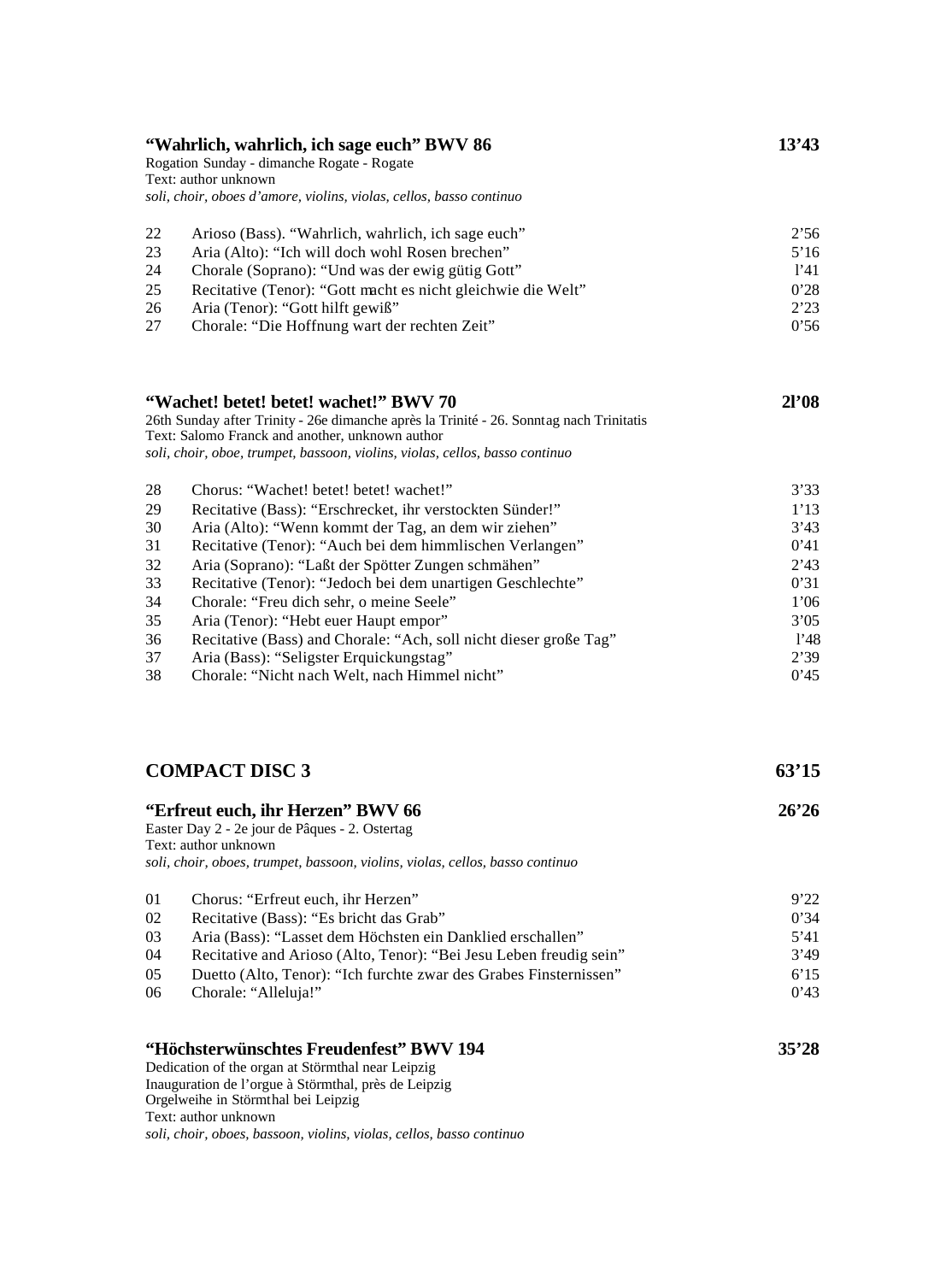### "Wahrlich, wahrlich, ich sage euch" BWV 86 — 13'43

Rogation Sunday - dimanche Rogate - Rogate
Text: author unknown
*soli, choir, oboes d'amore, violins, violas, cellos, basso continuo*

| | | |
|---|---|---|
| 22 | Arioso (Bass). "Wahrlich, wahrlich, ich sage euch" | 2'56 |
| 23 | Aria (Alto): "Ich will doch wohl Rosen brechen" | 5'16 |
| 24 | Chorale (Soprano): "Und was der ewig gütig Gott" | l'41 |
| 25 | Recitative (Tenor): "Gott macht es nicht gleichwie die Welt" | 0'28 |
| 26 | Aria (Tenor): "Gott hilft gewiß" | 2'23 |
| 27 | Chorale: "Die Hoffnung wart der rechten Zeit" | 0'56 |

### "Wachet! betet! betet! wachet!" BWV 70 — 2l'08

26th Sunday after Trinity - 26e dimanche après la Trinité - 26. Sonntag nach Trinitatis
Text: Salomo Franck and another, unknown author
*soli, choir, oboe, trumpet, bassoon, violins, violas, cellos, basso continuo*

| | | |
|---|---|---|
| 28 | Chorus: "Wachet! betet! betet! wachet!" | 3'33 |
| 29 | Recitative (Bass): "Erschrecket, ihr verstockten Sünder!" | 1'13 |
| 30 | Aria (Alto): "Wenn kommt der Tag, an dem wir ziehen" | 3'43 |
| 31 | Recitative (Tenor): "Auch bei dem himmlischen Verlangen" | 0'41 |
| 32 | Aria (Soprano): "Laßt der Spötter Zungen schmähen" | 2'43 |
| 33 | Recitative (Tenor): "Jedoch bei dem unartigen Geschlechte" | 0'31 |
| 34 | Chorale: "Freu dich sehr, o meine Seele" | 1'06 |
| 35 | Aria (Tenor): "Hebt euer Haupt empor" | 3'05 |
| 36 | Recitative (Bass) and Chorale: "Ach, soll nicht dieser große Tag" | l'48 |
| 37 | Aria (Bass): "Seligster Erquickungstag" | 2'39 |
| 38 | Chorale: "Nicht nach Welt, nach Himmel nicht" | 0'45 |

## COMPACT DISC 3 — 63'15

### "Erfreut euch, ihr Herzen" BWV 66 — 26'26

Easter Day 2 - 2e jour de Pâques - 2. Ostertag
Text: author unknown
*soli, choir, oboes, trumpet, bassoon, violins, violas, cellos, basso continuo*

| | | |
|---|---|---|
| 01 | Chorus: "Erfreut euch, ihr Herzen" | 9'22 |
| 02 | Recitative (Bass): "Es bricht das Grab" | 0'34 |
| 03 | Aria (Bass): "Lasset dem Höchsten ein Danklied erschallen" | 5'41 |
| 04 | Recitative and Arioso (Alto, Tenor): "Bei Jesu Leben freudig sein" | 3'49 |
| 05 | Duetto (Alto, Tenor): "Ich furchte zwar des Grabes Finsternissen" | 6'15 |
| 06 | Chorale: "Alleluja!" | 0'43 |

### "Höchsterwünschtes Freudenfest" BWV 194 — 35'28

Dedication of the organ at Störmthal near Leipzig
Inauguration de l'orgue à Störmthal, près de Leipzig
Orgelweihe in Störmthal bei Leipzig
Text: author unknown
*soli, choir, oboes, bassoon, violins, violas, cellos, basso continuo*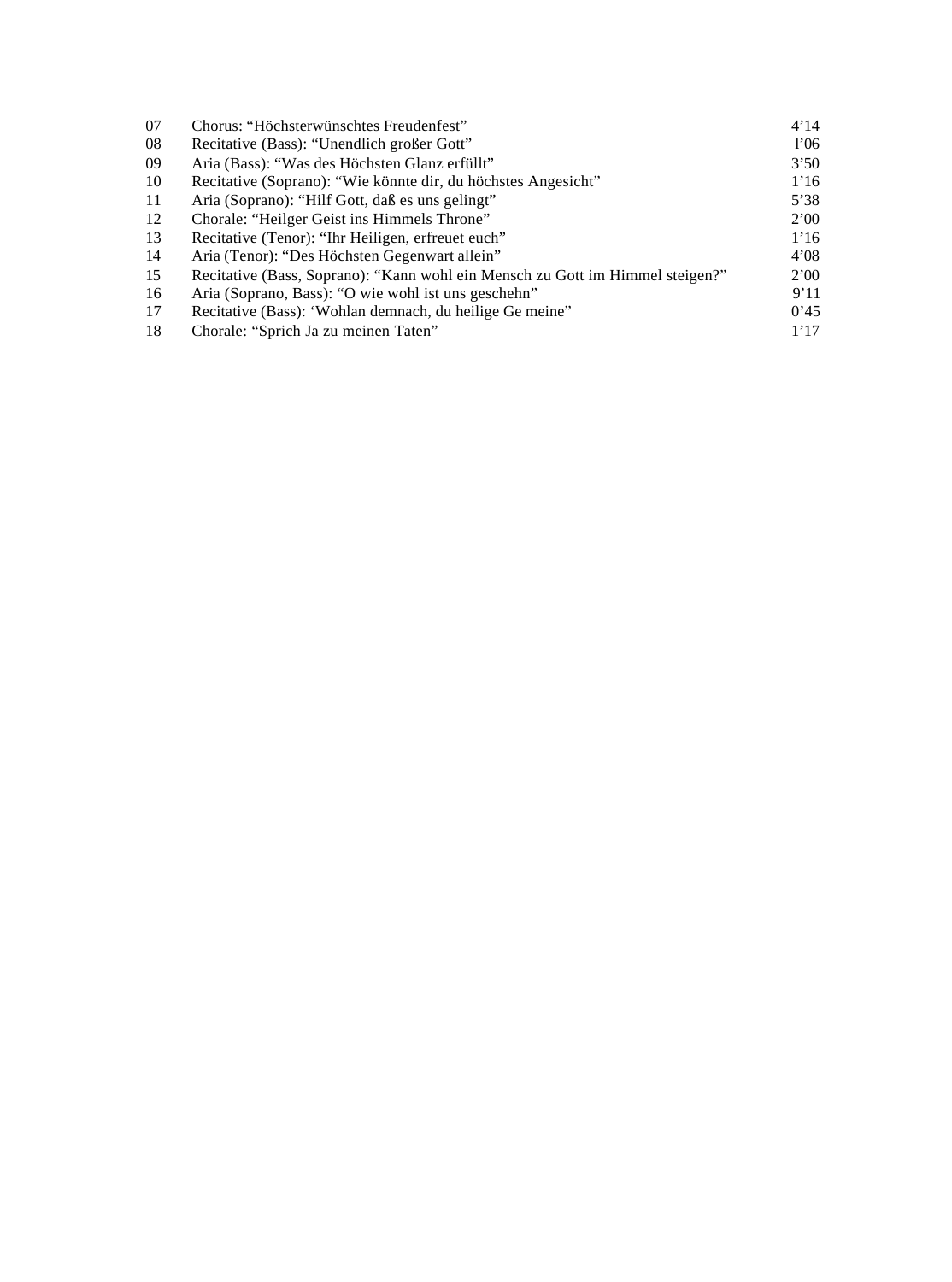| | | |
|---|---|---|
| 07 | Chorus: “Höchsterwünschtes Freudenfest” | 4’14 |
| 08 | Recitative (Bass): “Unendlich großer Gott” | l’06 |
| 09 | Aria (Bass): “Was des Höchsten Glanz erfüllt” | 3’50 |
| 10 | Recitative (Soprano): “Wie könnte dir, du höchstes Angesicht” | 1’16 |
| 11 | Aria (Soprano): “Hilf Gott, daß es uns gelingt” | 5’38 |
| 12 | Chorale: “Heilger Geist ins Himmels Throne” | 2’00 |
| 13 | Recitative (Tenor): “Ihr Heiligen, erfreuet euch” | 1’16 |
| 14 | Aria (Tenor): “Des Höchsten Gegenwart allein” | 4’08 |
| 15 | Recitative (Bass, Soprano): “Kann wohl ein Mensch zu Gott im Himmel steigen?” | 2’00 |
| 16 | Aria (Soprano, Bass): “O wie wohl ist uns geschehn” | 9’11 |
| 17 | Recitative (Bass): ‘Wohlan demnach, du heilige Ge meine” | 0’45 |
| 18 | Chorale: “Sprich Ja zu meinen Taten” | 1’17 |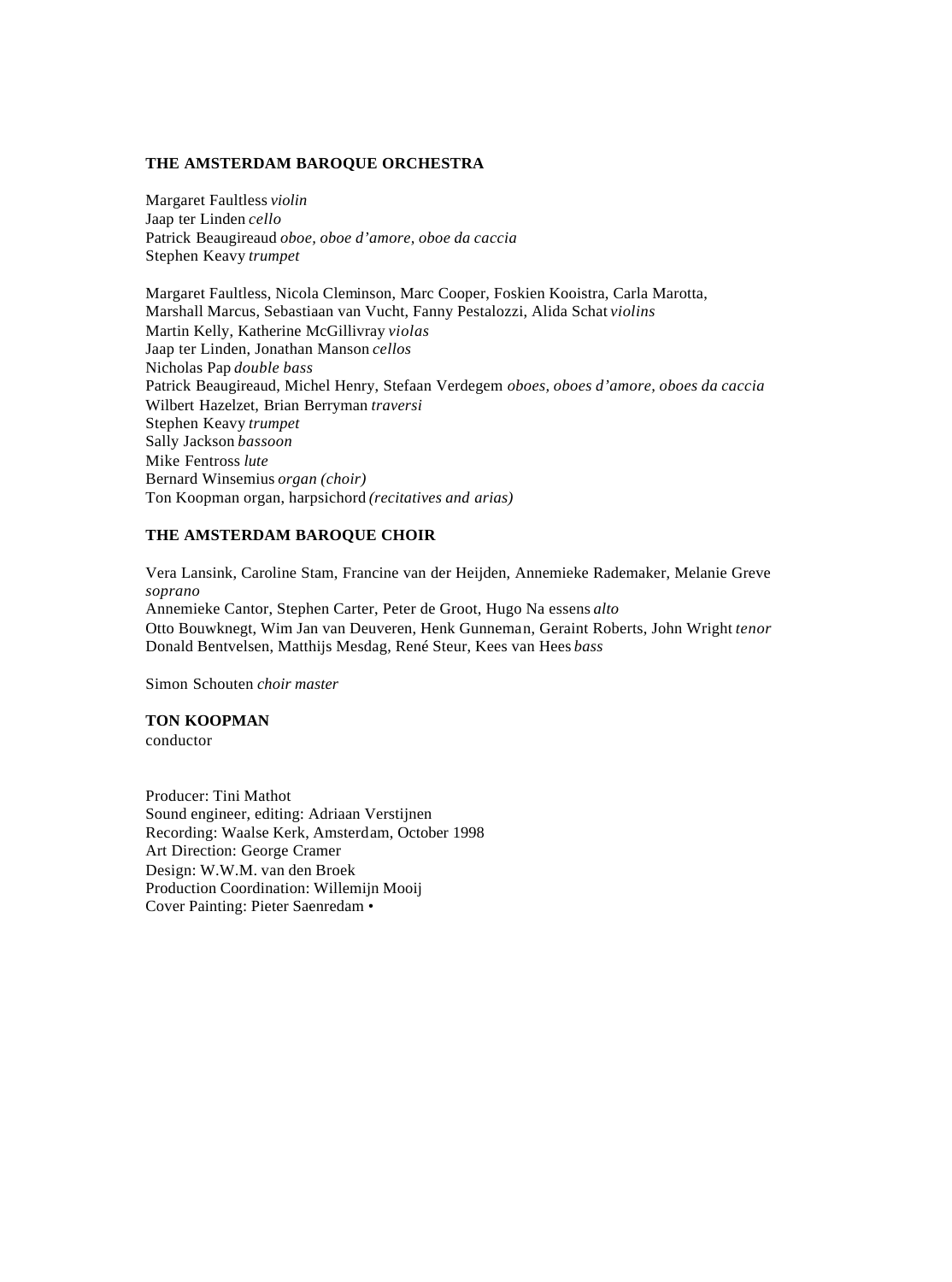**THE AMSTERDAM BAROQUE ORCHESTRA**

Margaret Faultless *violin*
Jaap ter Linden *cello*
Patrick Beaugireaud *oboe, oboe d'amore, oboe da caccia*
Stephen Keavy *trumpet*

Margaret Faultless, Nicola Cleminson, Marc Cooper, Foskien Kooistra, Carla Marotta, Marshall Marcus, Sebastiaan van Vucht, Fanny Pestalozzi, Alida Schat *violins*
Martin Kelly, Katherine McGillivray *violas*
Jaap ter Linden, Jonathan Manson *cellos*
Nicholas Pap *double bass*
Patrick Beaugireaud, Michel Henry, Stefaan Verdegem *oboes, oboes d'amore, oboes da caccia*
Wilbert Hazelzet, Brian Berryman *traversi*
Stephen Keavy *trumpet*
Sally Jackson *bassoon*
Mike Fentross *lute*
Bernard Winsemius *organ (choir)*
Ton Koopman organ, harpsichord *(recitatives and arias)*

**THE AMSTERDAM BAROQUE CHOIR**

Vera Lansink, Caroline Stam, Francine van der Heijden, Annemieke Rademaker, Melanie Greve *soprano*
Annemieke Cantor, Stephen Carter, Peter de Groot, Hugo Na essens *alto*
Otto Bouwknegt, Wim Jan van Deuveren, Henk Gunneman, Geraint Roberts, John Wright *tenor*
Donald Bentvelsen, Matthijs Mesdag, René Steur, Kees van Hees *bass*

Simon Schouten *choir master*

**TON KOOPMAN**
conductor

Producer: Tini Mathot
Sound engineer, editing: Adriaan Verstijnen
Recording: Waalse Kerk, Amsterdam, October 1998
Art Direction: George Cramer
Design: W.W.M. van den Broek
Production Coordination: Willemijn Mooij
Cover Painting: Pieter Saenredam •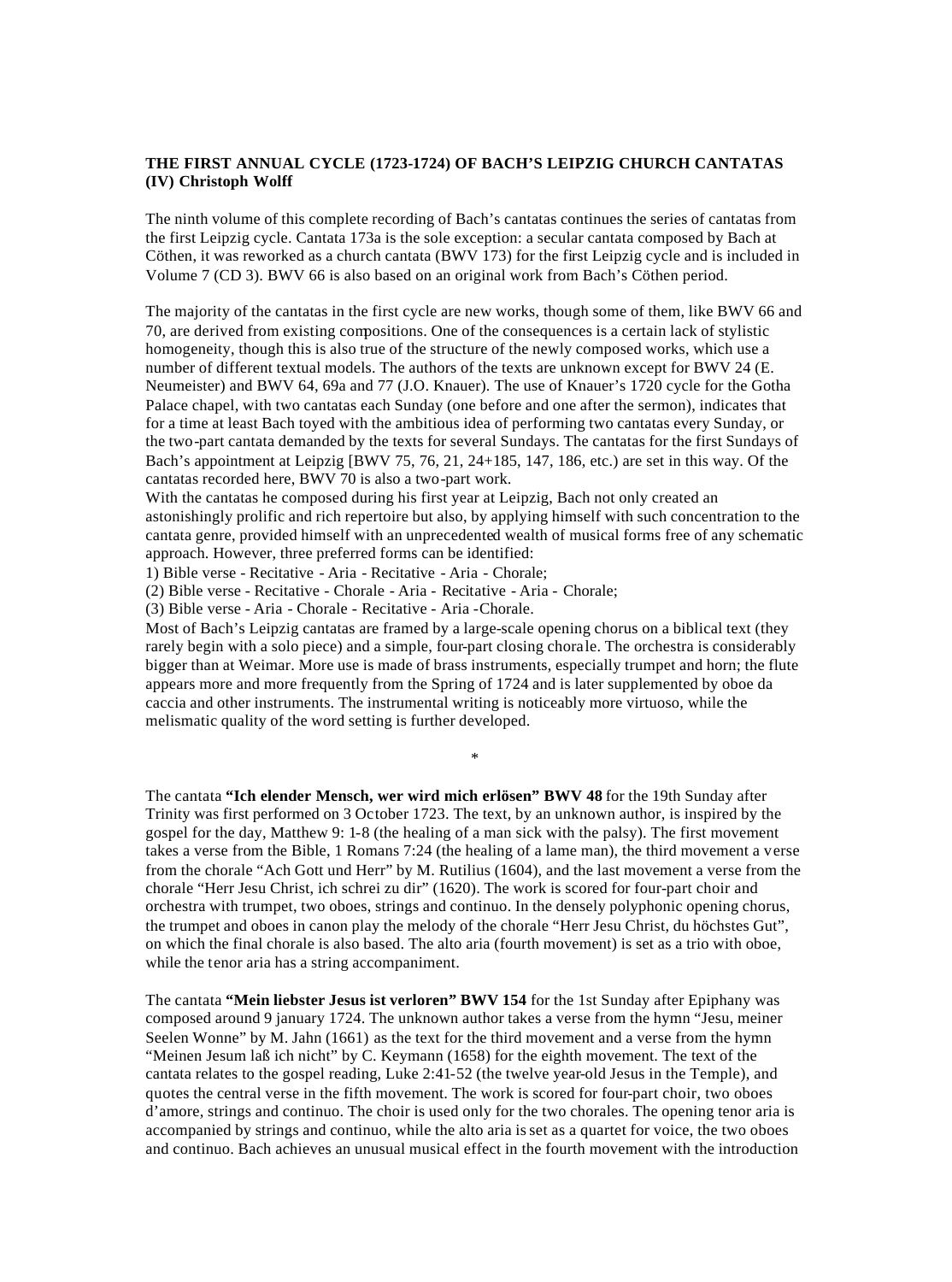**THE FIRST ANNUAL CYCLE (1723-1724) OF BACH'S LEIPZIG CHURCH CANTATAS (IV) Christoph Wolff**

The ninth volume of this complete recording of Bach's cantatas continues the series of cantatas from the first Leipzig cycle. Cantata 173a is the sole exception: a secular cantata composed by Bach at Cöthen, it was reworked as a church cantata (BWV 173) for the first Leipzig cycle and is included in Volume 7 (CD 3). BWV 66 is also based on an original work from Bach's Cöthen period.

The majority of the cantatas in the first cycle are new works, though some of them, like BWV 66 and 70, are derived from existing compositions. One of the consequences is a certain lack of stylistic homogeneity, though this is also true of the structure of the newly composed works, which use a number of different textual models. The authors of the texts are unknown except for BWV 24 (E. Neumeister) and BWV 64, 69a and 77 (J.O. Knauer). The use of Knauer's 1720 cycle for the Gotha Palace chapel, with two cantatas each Sunday (one before and one after the sermon), indicates that for a time at least Bach toyed with the ambitious idea of performing two cantatas every Sunday, or the two-part cantata demanded by the texts for several Sundays. The cantatas for the first Sundays of Bach's appointment at Leipzig [BWV 75, 76, 21, 24+185, 147, 186, etc.) are set in this way. Of the cantatas recorded here, BWV 70 is also a two-part work.
With the cantatas he composed during his first year at Leipzig, Bach not only created an astonishingly prolific and rich repertoire but also, by applying himself with such concentration to the cantata genre, provided himself with an unprecedented wealth of musical forms free of any schematic approach. However, three preferred forms can be identified:
1) Bible verse - Recitative - Aria - Recitative - Aria - Chorale;
(2) Bible verse - Recitative - Chorale - Aria - Recitative - Aria - Chorale;
(3) Bible verse - Aria - Chorale - Recitative - Aria -Chorale.
Most of Bach's Leipzig cantatas are framed by a large-scale opening chorus on a biblical text (they rarely begin with a solo piece) and a simple, four-part closing chorale. The orchestra is considerably bigger than at Weimar. More use is made of brass instruments, especially trumpet and horn; the flute appears more and more frequently from the Spring of 1724 and is later supplemented by oboe da caccia and other instruments. The instrumental writing is noticeably more virtuoso, while the melismatic quality of the word setting is further developed.

*

The cantata **"Ich elender Mensch, wer wird mich erlösen" BWV 48** for the 19th Sunday after Trinity was first performed on 3 October 1723. The text, by an unknown author, is inspired by the gospel for the day, Matthew 9: 1-8 (the healing of a man sick with the palsy). The first movement takes a verse from the Bible, 1 Romans 7:24 (the healing of a lame man), the third movement a verse from the chorale "Ach Gott und Herr" by M. Rutilius (1604), and the last movement a verse from the chorale "Herr Jesu Christ, ich schrei zu dir" (1620). The work is scored for four-part choir and orchestra with trumpet, two oboes, strings and continuo. In the densely polyphonic opening chorus, the trumpet and oboes in canon play the melody of the chorale "Herr Jesu Christ, du höchstes Gut", on which the final chorale is also based. The alto aria (fourth movement) is set as a trio with oboe, while the tenor aria has a string accompaniment.

The cantata **"Mein liebster Jesus ist verloren" BWV 154** for the 1st Sunday after Epiphany was composed around 9 january 1724. The unknown author takes a verse from the hymn "Jesu, meiner Seelen Wonne" by M. Jahn (1661) as the text for the third movement and a verse from the hymn "Meinen Jesum laß ich nicht" by C. Keymann (1658) for the eighth movement. The text of the cantata relates to the gospel reading, Luke 2:41-52 (the twelve year-old Jesus in the Temple), and quotes the central verse in the fifth movement. The work is scored for four-part choir, two oboes d'amore, strings and continuo. The choir is used only for the two chorales. The opening tenor aria is accompanied by strings and continuo, while the alto aria is set as a quartet for voice, the two oboes and continuo. Bach achieves an unusual musical effect in the fourth movement with the introduction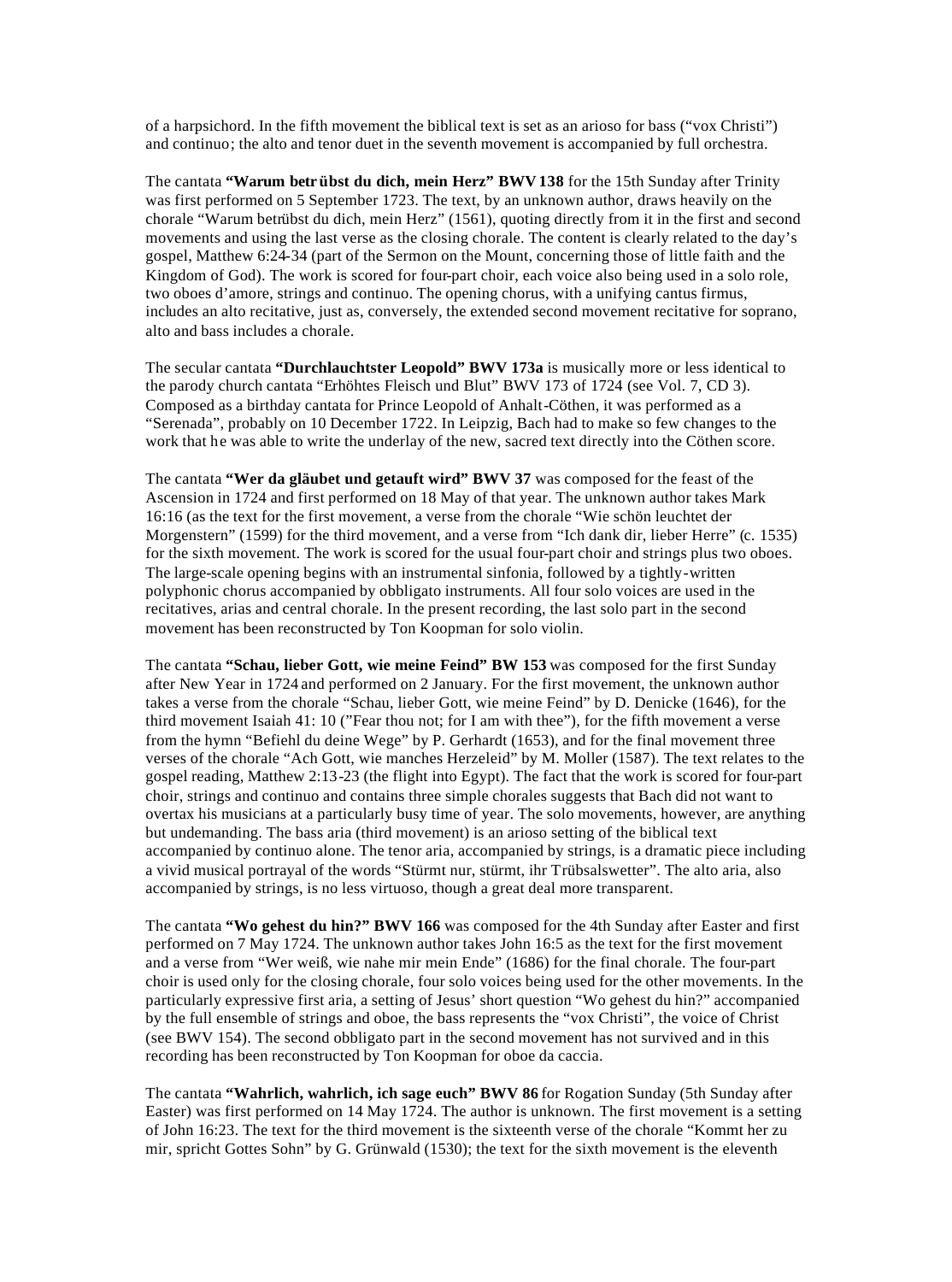of a harpsichord. In the fifth movement the biblical text is set as an arioso for bass ("vox Christi") and continuo; the alto and tenor duet in the seventh movement is accompanied by full orchestra.

The cantata **"Warum betrübst du dich, mein Herz" BWV 138** for the 15th Sunday after Trinity was first performed on 5 September 1723. The text, by an unknown author, draws heavily on the chorale "Warum betrübst du dich, mein Herz" (1561), quoting directly from it in the first and second movements and using the last verse as the closing chorale. The content is clearly related to the day's gospel, Matthew 6:24-34 (part of the Sermon on the Mount, concerning those of little faith and the Kingdom of God). The work is scored for four-part choir, each voice also being used in a solo role, two oboes d'amore, strings and continuo. The opening chorus, with a unifying cantus firmus, includes an alto recitative, just as, conversely, the extended second movement recitative for soprano, alto and bass includes a chorale.

The secular cantata **"Durchlauchtster Leopold" BWV 173a** is musically more or less identical to the parody church cantata "Erhöhtes Fleisch und Blut" BWV 173 of 1724 (see Vol. 7, CD 3). Composed as a birthday cantata for Prince Leopold of Anhalt-Cöthen, it was performed as a "Serenada", probably on 10 December 1722. In Leipzig, Bach had to make so few changes to the work that he was able to write the underlay of the new, sacred text directly into the Cöthen score.

The cantata **"Wer da gläubet und getauft wird" BWV 37** was composed for the feast of the Ascension in 1724 and first performed on 18 May of that year. The unknown author takes Mark 16:16 (as the text for the first movement, a verse from the chorale "Wie schön leuchtet der Morgenstern" (1599) for the third movement, and a verse from "Ich dank dir, lieber Herre" (c. 1535) for the sixth movement. The work is scored for the usual four-part choir and strings plus two oboes. The large-scale opening begins with an instrumental sinfonia, followed by a tightly-written polyphonic chorus accompanied by obbligato instruments. All four solo voices are used in the recitatives, arias and central chorale. In the present recording, the last solo part in the second movement has been reconstructed by Ton Koopman for solo violin.

The cantata **"Schau, lieber Gott, wie meine Feind" BW 153** was composed for the first Sunday after New Year in 1724 and performed on 2 January. For the first movement, the unknown author takes a verse from the chorale "Schau, lieber Gott, wie meine Feind" by D. Denicke (1646), for the third movement Isaiah 41: 10 ("Fear thou not; for I am with thee"), for the fifth movement a verse from the hymn "Befiehl du deine Wege" by P. Gerhardt (1653), and for the final movement three verses of the chorale "Ach Gott, wie manches Herzeleid" by M. Moller (1587). The text relates to the gospel reading, Matthew 2:13-23 (the flight into Egypt). The fact that the work is scored for four-part choir, strings and continuo and contains three simple chorales suggests that Bach did not want to overtax his musicians at a particularly busy time of year. The solo movements, however, are anything but undemanding. The bass aria (third movement) is an arioso setting of the biblical text accompanied by continuo alone. The tenor aria, accompanied by strings, is a dramatic piece including a vivid musical portrayal of the words "Stürmt nur, stürmt, ihr Trübsalswetter". The alto aria, also accompanied by strings, is no less virtuoso, though a great deal more transparent.

The cantata **"Wo gehest du hin?" BWV 166** was composed for the 4th Sunday after Easter and first performed on 7 May 1724. The unknown author takes John 16:5 as the text for the first movement and a verse from "Wer weiß, wie nahe mir mein Ende" (1686) for the final chorale. The four-part choir is used only for the closing chorale, four solo voices being used for the other movements. In the particularly expressive first aria, a setting of Jesus' short question "Wo gehest du hin?" accompanied by the full ensemble of strings and oboe, the bass represents the "vox Christi", the voice of Christ (see BWV 154). The second obbligato part in the second movement has not survived and in this recording has been reconstructed by Ton Koopman for oboe da caccia.

The cantata **"Wahrlich, wahrlich, ich sage euch" BWV 86** for Rogation Sunday (5th Sunday after Easter) was first performed on 14 May 1724. The author is unknown. The first movement is a setting of John 16:23. The text for the third movement is the sixteenth verse of the chorale "Kommt her zu mir, spricht Gottes Sohn" by G. Grünwald (1530); the text for the sixth movement is the eleventh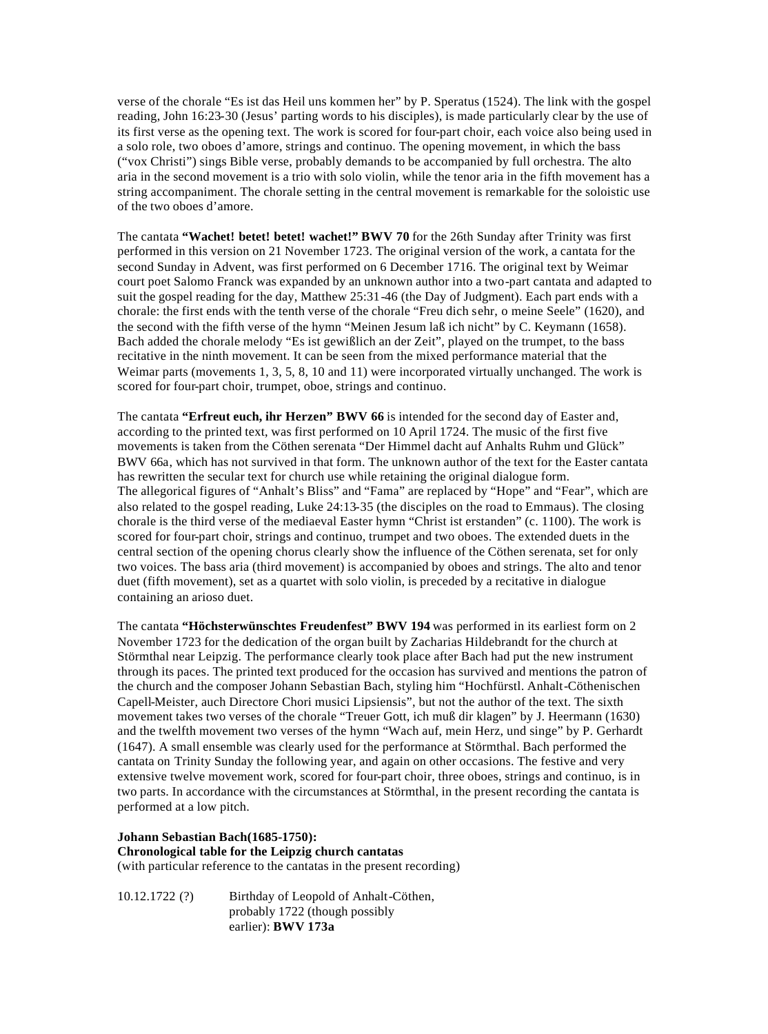verse of the chorale "Es ist das Heil uns kommen her" by P. Speratus (1524). The link with the gospel reading, John 16:23-30 (Jesus' parting words to his disciples), is made particularly clear by the use of its first verse as the opening text. The work is scored for four-part choir, each voice also being used in a solo role, two oboes d'amore, strings and continuo. The opening movement, in which the bass ("vox Christi") sings Bible verse, probably demands to be accompanied by full orchestra. The alto aria in the second movement is a trio with solo violin, while the tenor aria in the fifth movement has a string accompaniment. The chorale setting in the central movement is remarkable for the soloistic use of the two oboes d'amore.

The cantata **"Wachet! betet! betet! wachet!" BWV 70** for the 26th Sunday after Trinity was first performed in this version on 21 November 1723. The original version of the work, a cantata for the second Sunday in Advent, was first performed on 6 December 1716. The original text by Weimar court poet Salomo Franck was expanded by an unknown author into a two-part cantata and adapted to suit the gospel reading for the day, Matthew 25:31-46 (the Day of Judgment). Each part ends with a chorale: the first ends with the tenth verse of the chorale "Freu dich sehr, o meine Seele" (1620), and the second with the fifth verse of the hymn "Meinen Jesum laß ich nicht" by C. Keymann (1658). Bach added the chorale melody "Es ist gewißlich an der Zeit", played on the trumpet, to the bass recitative in the ninth movement. It can be seen from the mixed performance material that the Weimar parts (movements 1, 3, 5, 8, 10 and 11) were incorporated virtually unchanged. The work is scored for four-part choir, trumpet, oboe, strings and continuo.

The cantata **"Erfreut euch, ihr Herzen" BWV 66** is intended for the second day of Easter and, according to the printed text, was first performed on 10 April 1724. The music of the first five movements is taken from the Cöthen serenata "Der Himmel dacht auf Anhalts Ruhm und Glück" BWV 66a, which has not survived in that form. The unknown author of the text for the Easter cantata has rewritten the secular text for church use while retaining the original dialogue form.
The allegorical figures of "Anhalt's Bliss" and "Fama" are replaced by "Hope" and "Fear", which are also related to the gospel reading, Luke 24:13-35 (the disciples on the road to Emmaus). The closing chorale is the third verse of the mediaeval Easter hymn "Christ ist erstanden" (c. 1100). The work is scored for four-part choir, strings and continuo, trumpet and two oboes. The extended duets in the central section of the opening chorus clearly show the influence of the Cöthen serenata, set for only two voices. The bass aria (third movement) is accompanied by oboes and strings. The alto and tenor duet (fifth movement), set as a quartet with solo violin, is preceded by a recitative in dialogue containing an arioso duet.

The cantata **"Höchsterwünschtes Freudenfest" BWV 194** was performed in its earliest form on 2 November 1723 for the dedication of the organ built by Zacharias Hildebrandt for the church at Störmthal near Leipzig. The performance clearly took place after Bach had put the new instrument through its paces. The printed text produced for the occasion has survived and mentions the patron of the church and the composer Johann Sebastian Bach, styling him "Hochfürstl. Anhalt-Cöthenischen Capell-Meister, auch Directore Chori musici Lipsiensis", but not the author of the text. The sixth movement takes two verses of the chorale "Treuer Gott, ich muß dir klagen" by J. Heermann (1630) and the twelfth movement two verses of the hymn "Wach auf, mein Herz, und singe" by P. Gerhardt (1647). A small ensemble was clearly used for the performance at Störmthal. Bach performed the cantata on Trinity Sunday the following year, and again on other occasions. The festive and very extensive twelve movement work, scored for four-part choir, three oboes, strings and continuo, is in two parts. In accordance with the circumstances at Störmthal, in the present recording the cantata is performed at a low pitch.

**Johann Sebastian Bach(1685-1750):**
**Chronological table for the Leipzig church cantatas**
(with particular reference to the cantatas in the present recording)

| | |
|---|---|
| 10.12.1722 (?) | Birthday of Leopold of Anhalt-Cöthen, probably 1722 (though possibly earlier): **BWV 173a** |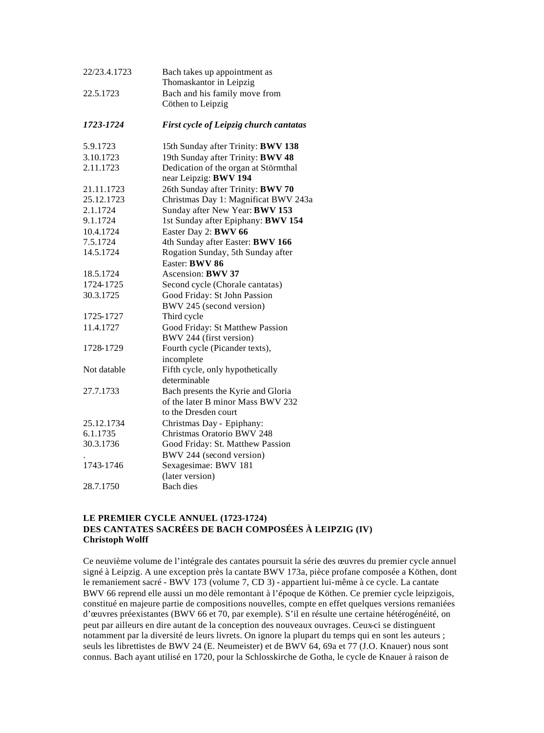| | |
|---|---|
| 22/23.4.1723 | Bach takes up appointment as Thomaskantor in Leipzig |
| 22.5.1723 | Bach and his family move from Cöthen to Leipzig |
| ***1723-1724*** | ***First cycle of Leipzig church cantatas*** |
| 5.9.1723 | 15th Sunday after Trinity: **BWV 138** |
| 3.10.1723 | 19th Sunday after Trinity: **BWV 48** |
| 2.11.1723 | Dedication of the organ at Störmthal near Leipzig: **BWV 194** |
| 21.11.1723 | 26th Sunday after Trinity: **BWV 70** |
| 25.12.1723 | Christmas Day 1: Magnificat BWV 243a |
| 2.1.1724 | Sunday after New Year: **BWV 153** |
| 9.1.1724 | 1st Sunday after Epiphany: **BWV 154** |
| 10.4.1724 | Easter Day 2: **BWV 66** |
| 7.5.1724 | 4th Sunday after Easter: **BWV 166** |
| 14.5.1724 | Rogation Sunday, 5th Sunday after Easter: **BWV 86** |
| 18.5.1724 | Ascension: **BWV 37** |
| 1724-1725 | Second cycle (Chorale cantatas) |
| 30.3.1725 | Good Friday: St John Passion BWV 245 (second version) |
| 1725-1727 | Third cycle |
| 11.4.1727 | Good Friday: St Matthew Passion BWV 244 (first version) |
| 1728-1729 | Fourth cycle (Picander texts), incomplete |
| Not datable | Fifth cycle, only hypothetically determinable |
| 27.7.1733 | Bach presents the Kyrie and Gloria of the later B minor Mass BWV 232 to the Dresden court |
| 25.12.1734 | Christmas Day - Epiphany: |
| 6.1.1735 | Christmas Oratorio BWV 248 |
| 30.3.1736 | Good Friday: St. Matthew Passion |
| . | BWV 244 (second version) |
| 1743-1746 | Sexagesimae: BWV 181 (later version) |
| 28.7.1750 | Bach dies |

**LE PREMIER CYCLE ANNUEL (1723-1724)**
**DES CANTATES SACRÉES DE BACH COMPOSÉES À LEIPZIG (IV)**
**Christoph Wolff**

Ce neuvième volume de l'intégrale des cantates poursuit la série des œuvres du premier cycle annuel signé à Leipzig. A une exception près la cantate BWV 173a, pièce profane composée a Köthen, dont le remaniement sacré - BWV 173 (volume 7, CD 3) - appartient lui-même à ce cycle. La cantate BWV 66 reprend elle aussi un modèle remontant à l'époque de Köthen. Ce premier cycle leipzigois, constitué en majeure partie de compositions nouvelles, compte en effet quelques versions remaniées d'œuvres préexistantes (BWV 66 et 70, par exemple). S'il en résulte une certaine hétérogénéité, on peut par ailleurs en dire autant de la conception des nouveaux ouvrages. Ceux-ci se distinguent notamment par la diversité de leurs livrets. On ignore la plupart du temps qui en sont les auteurs ; seuls les librettistes de BWV 24 (E. Neumeister) et de BWV 64, 69a et 77 (J.O. Knauer) nous sont connus. Bach ayant utilisé en 1720, pour la Schlosskirche de Gotha, le cycle de Knauer à raison de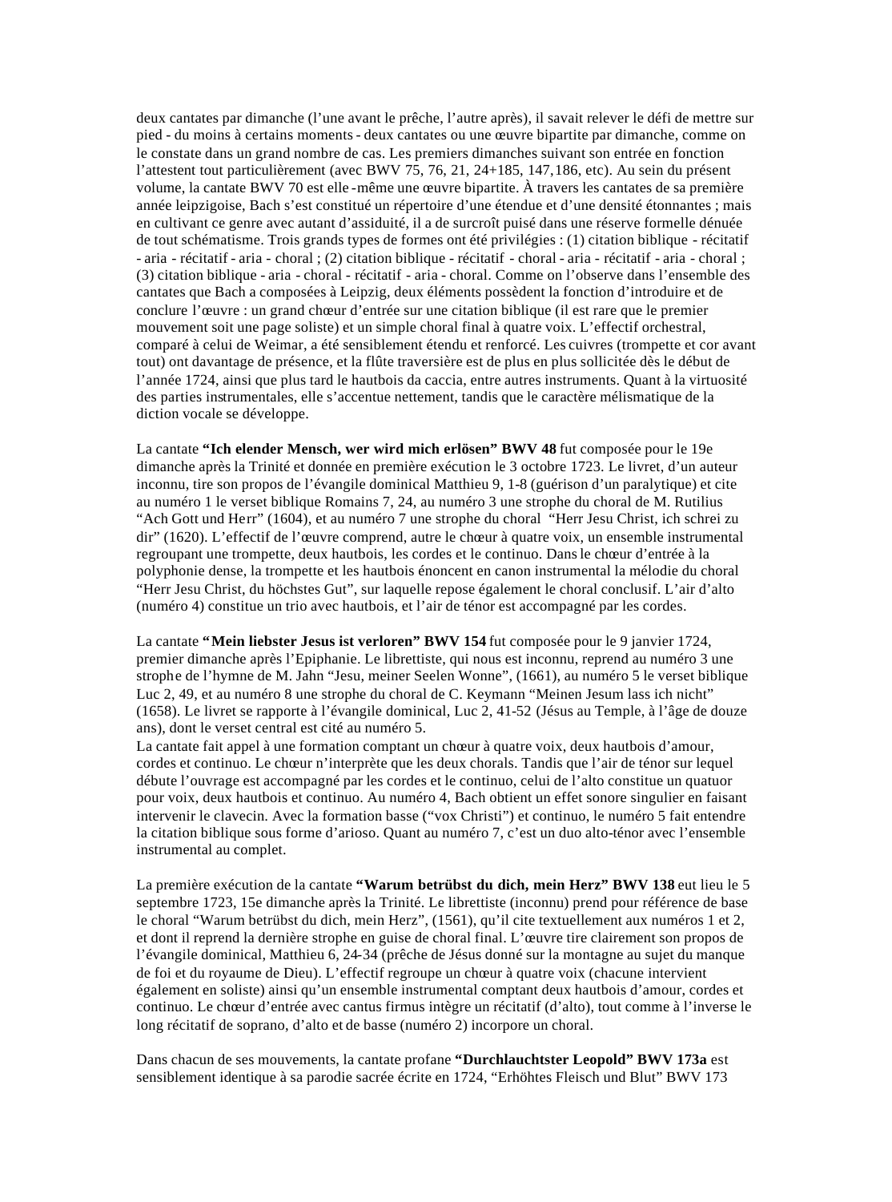deux cantates par dimanche (l'une avant le prêche, l'autre après), il savait relever le défi de mettre sur pied - du moins à certains moments - deux cantates ou une œuvre bipartite par dimanche, comme on le constate dans un grand nombre de cas. Les premiers dimanches suivant son entrée en fonction l'attestent tout particulièrement (avec BWV 75, 76, 21, 24+185, 147,186, etc). Au sein du présent volume, la cantate BWV 70 est elle-même une œuvre bipartite. À travers les cantates de sa première année leipzigoise, Bach s'est constitué un répertoire d'une étendue et d'une densité étonnantes ; mais en cultivant ce genre avec autant d'assiduité, il a de surcroît puisé dans une réserve formelle dénuée de tout schématisme. Trois grands types de formes ont été privilégiés : (1) citation biblique - récitatif - aria - récitatif - aria - choral ; (2) citation biblique - récitatif - choral - aria - récitatif - aria - choral ; (3) citation biblique - aria - choral - récitatif - aria - choral. Comme on l'observe dans l'ensemble des cantates que Bach a composées à Leipzig, deux éléments possèdent la fonction d'introduire et de conclure l'œuvre : un grand chœur d'entrée sur une citation biblique (il est rare que le premier mouvement soit une page soliste) et un simple choral final à quatre voix. L'effectif orchestral, comparé à celui de Weimar, a été sensiblement étendu et renforcé. Les cuivres (trompette et cor avant tout) ont davantage de présence, et la flûte traversière est de plus en plus sollicitée dès le début de l'année 1724, ainsi que plus tard le hautbois da caccia, entre autres instruments. Quant à la virtuosité des parties instrumentales, elle s'accentue nettement, tandis que le caractère mélismatique de la diction vocale se développe.

La cantate **"Ich elender Mensch, wer wird mich erlösen" BWV 48** fut composée pour le 19e dimanche après la Trinité et donnée en première exécution le 3 octobre 1723. Le livret, d'un auteur inconnu, tire son propos de l'évangile dominical Matthieu 9, 1-8 (guérison d'un paralytique) et cite au numéro 1 le verset biblique Romains 7, 24, au numéro 3 une strophe du choral de M. Rutilius "Ach Gott und Herr" (1604), et au numéro 7 une strophe du choral "Herr Jesu Christ, ich schrei zu dir" (1620). L'effectif de l'œuvre comprend, autre le chœur à quatre voix, un ensemble instrumental regroupant une trompette, deux hautbois, les cordes et le continuo. Dans le chœur d'entrée à la polyphonie dense, la trompette et les hautbois énoncent en canon instrumental la mélodie du choral "Herr Jesu Christ, du höchstes Gut", sur laquelle repose également le choral conclusif. L'air d'alto (numéro 4) constitue un trio avec hautbois, et l'air de ténor est accompagné par les cordes.

La cantate **"Mein liebster Jesus ist verloren" BWV 154** fut composée pour le 9 janvier 1724, premier dimanche après l'Epiphanie. Le librettiste, qui nous est inconnu, reprend au numéro 3 une strophe de l'hymne de M. Jahn "Jesu, meiner Seelen Wonne", (1661), au numéro 5 le verset biblique Luc 2, 49, et au numéro 8 une strophe du choral de C. Keymann "Meinen Jesum lass ich nicht" (1658). Le livret se rapporte à l'évangile dominical, Luc 2, 41-52 (Jésus au Temple, à l'âge de douze ans), dont le verset central est cité au numéro 5.
La cantate fait appel à une formation comptant un chœur à quatre voix, deux hautbois d'amour, cordes et continuo. Le chœur n'interprète que les deux chorals. Tandis que l'air de ténor sur lequel débute l'ouvrage est accompagné par les cordes et le continuo, celui de l'alto constitue un quatuor pour voix, deux hautbois et continuo. Au numéro 4, Bach obtient un effet sonore singulier en faisant intervenir le clavecin. Avec la formation basse ("vox Christi") et continuo, le numéro 5 fait entendre la citation biblique sous forme d'arioso. Quant au numéro 7, c'est un duo alto-ténor avec l'ensemble instrumental au complet.

La première exécution de la cantate **"Warum betrübst du dich, mein Herz" BWV 138** eut lieu le 5 septembre 1723, 15e dimanche après la Trinité. Le librettiste (inconnu) prend pour référence de base le choral "Warum betrübst du dich, mein Herz", (1561), qu'il cite textuellement aux numéros 1 et 2, et dont il reprend la dernière strophe en guise de choral final. L'œuvre tire clairement son propos de l'évangile dominical, Matthieu 6, 24-34 (prêche de Jésus donné sur la montagne au sujet du manque de foi et du royaume de Dieu). L'effectif regroupe un chœur à quatre voix (chacune intervient également en soliste) ainsi qu'un ensemble instrumental comptant deux hautbois d'amour, cordes et continuo. Le chœur d'entrée avec cantus firmus intègre un récitatif (d'alto), tout comme à l'inverse le long récitatif de soprano, d'alto et de basse (numéro 2) incorpore un choral.

Dans chacun de ses mouvements, la cantate profane **"Durchlauchtster Leopold" BWV 173a** est sensiblement identique à sa parodie sacrée écrite en 1724, "Erhöhtes Fleisch und Blut" BWV 173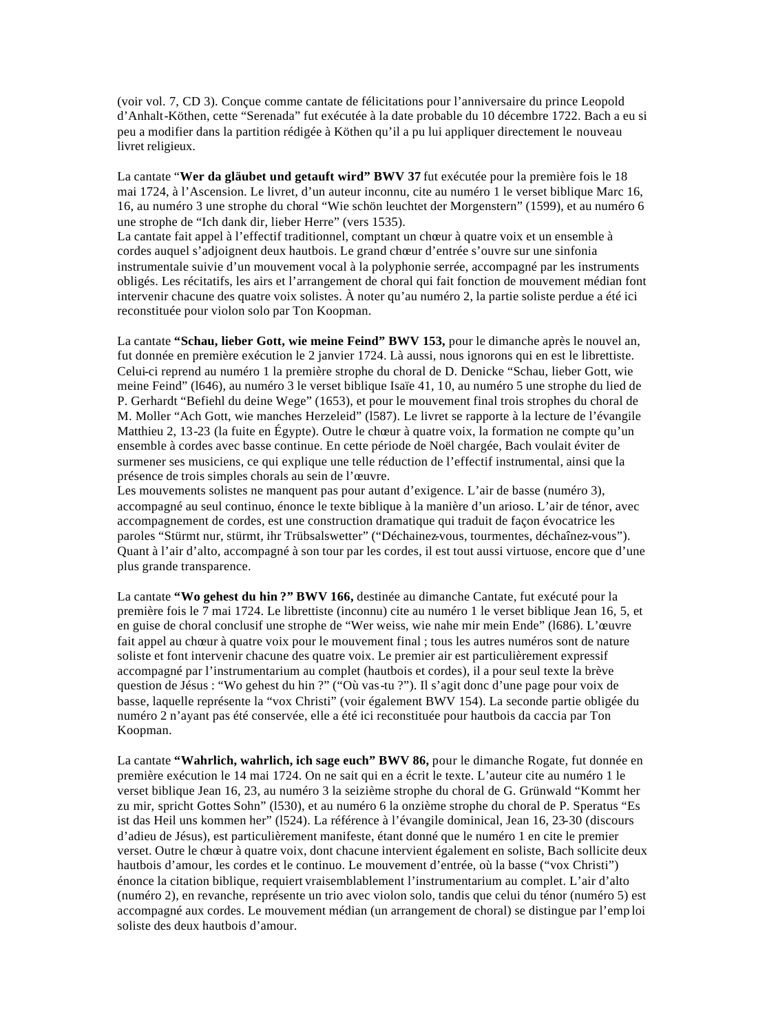(voir vol. 7, CD 3). Conçue comme cantate de félicitations pour l'anniversaire du prince Leopold d'Anhalt-Köthen, cette "Serenada" fut exécutée à la date probable du 10 décembre 1722. Bach a eu si peu a modifier dans la partition rédigée à Köthen qu'il a pu lui appliquer directement le nouveau livret religieux.

La cantate "**Wer da gläubet und getauft wird" BWV 37** fut exécutée pour la première fois le 18 mai 1724, à l'Ascension. Le livret, d'un auteur inconnu, cite au numéro 1 le verset biblique Marc 16, 16, au numéro 3 une strophe du choral "Wie schön leuchtet der Morgenstern" (1599), et au numéro 6 une strophe de "Ich dank dir, lieber Herre" (vers 1535).
La cantate fait appel à l'effectif traditionnel, comptant un chœur à quatre voix et un ensemble à cordes auquel s'adjoignent deux hautbois. Le grand chœur d'entrée s'ouvre sur une sinfonia instrumentale suivie d'un mouvement vocal à la polyphonie serrée, accompagné par les instruments obligés. Les récitatifs, les airs et l'arrangement de choral qui fait fonction de mouvement médian font intervenir chacune des quatre voix solistes. À noter qu'au numéro 2, la partie soliste perdue a été ici reconstituée pour violon solo par Ton Koopman.

La cantate **"Schau, lieber Gott, wie meine Feind" BWV 153,** pour le dimanche après le nouvel an, fut donnée en première exécution le 2 janvier 1724. Là aussi, nous ignorons qui en est le librettiste. Celui-ci reprend au numéro 1 la première strophe du choral de D. Denicke "Schau, lieber Gott, wie meine Feind" (l646), au numéro 3 le verset biblique Isaïe 41, 10, au numéro 5 une strophe du lied de P. Gerhardt "Befiehl du deine Wege" (1653), et pour le mouvement final trois strophes du choral de M. Moller "Ach Gott, wie manches Herzeleid" (l587). Le livret se rapporte à la lecture de l'évangile Matthieu 2, 13-23 (la fuite en Égypte). Outre le chœur à quatre voix, la formation ne compte qu'un ensemble à cordes avec basse continue. En cette période de Noël chargée, Bach voulait éviter de surmener ses musiciens, ce qui explique une telle réduction de l'effectif instrumental, ainsi que la présence de trois simples chorals au sein de l'œuvre.
Les mouvements solistes ne manquent pas pour autant d'exigence. L'air de basse (numéro 3), accompagné au seul continuo, énonce le texte biblique à la manière d'un arioso. L'air de ténor, avec accompagnement de cordes, est une construction dramatique qui traduit de façon évocatrice les paroles "Stürmt nur, stürmt, ihr Trübsalswetter" ("Déchainez-vous, tourmentes, déchaînez-vous"). Quant à l'air d'alto, accompagné à son tour par les cordes, il est tout aussi virtuose, encore que d'une plus grande transparence.

La cantate **"Wo gehest du hin ?" BWV 166,** destinée au dimanche Cantate, fut exécuté pour la première fois le 7 mai 1724. Le librettiste (inconnu) cite au numéro 1 le verset biblique Jean 16, 5, et en guise de choral conclusif une strophe de "Wer weiss, wie nahe mir mein Ende" (l686). L'œuvre fait appel au chœur à quatre voix pour le mouvement final ; tous les autres numéros sont de nature soliste et font intervenir chacune des quatre voix. Le premier air est particulièrement expressif accompagné par l'instrumentarium au complet (hautbois et cordes), il a pour seul texte la brève question de Jésus : "Wo gehest du hin ?" ("Où vas-tu ?"). Il s'agit donc d'une page pour voix de basse, laquelle représente la "vox Christi" (voir également BWV 154). La seconde partie obligée du numéro 2 n'ayant pas été conservée, elle a été ici reconstituée pour hautbois da caccia par Ton Koopman.

La cantate **"Wahrlich, wahrlich, ich sage euch" BWV 86,** pour le dimanche Rogate, fut donnée en première exécution le 14 mai 1724. On ne sait qui en a écrit le texte. L'auteur cite au numéro 1 le verset biblique Jean 16, 23, au numéro 3 la seizième strophe du choral de G. Grünwald "Kommt her zu mir, spricht Gottes Sohn" (l530), et au numéro 6 la onzième strophe du choral de P. Speratus "Es ist das Heil uns kommen her" (l524). La référence à l'évangile dominical, Jean 16, 23-30 (discours d'adieu de Jésus), est particulièrement manifeste, étant donné que le numéro 1 en cite le premier verset. Outre le chœur à quatre voix, dont chacune intervient également en soliste, Bach sollicite deux hautbois d'amour, les cordes et le continuo. Le mouvement d'entrée, où la basse ("vox Christi") énonce la citation biblique, requiert vraisemblablement l'instrumentarium au complet. L'air d'alto (numéro 2), en revanche, représente un trio avec violon solo, tandis que celui du ténor (numéro 5) est accompagné aux cordes. Le mouvement médian (un arrangement de choral) se distingue par l'emploi soliste des deux hautbois d'amour.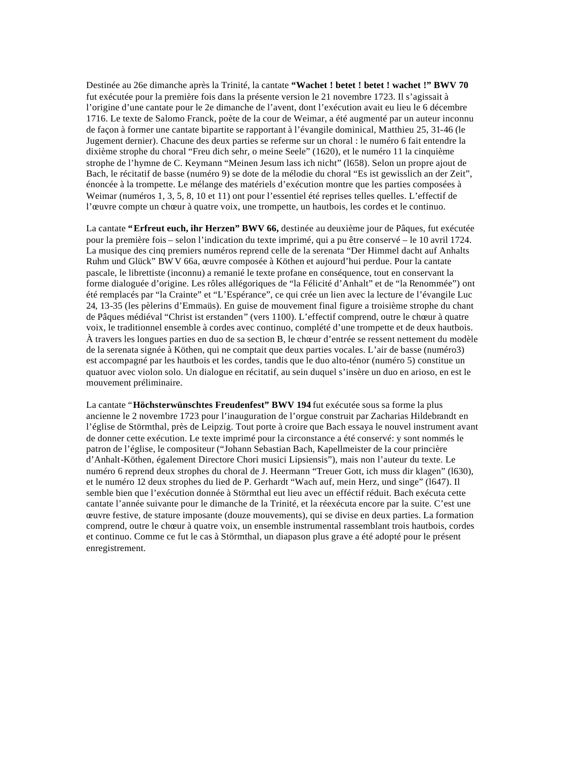Destinée au 26e dimanche après la Trinité, la cantate **“Wachet ! betet ! betet ! wachet !” BWV 70** fut exécutée pour la première fois dans la présente version le 21 novembre 1723. Il s’agissait à l’origine d’une cantate pour le 2e dimanche de l’avent, dont l’exécution avait eu lieu le 6 décembre 1716. Le texte de Salomo Franck, poète de la cour de Weimar, a été augmenté par un auteur inconnu de façon à former une cantate bipartite se rapportant à l’évangile dominical, Matthieu 25, 31-46 (le Jugement dernier). Chacune des deux parties se referme sur un choral : le numéro 6 fait entendre la dixième strophe du choral “Freu dich sehr, o meine Seele” (1620), et le numéro 11 la cinquième strophe de l’hymne de C. Keymann “Meinen Jesum lass ich nicht” (l658). Selon un propre ajout de Bach, le récitatif de basse (numéro 9) se dote de la mélodie du choral “Es ist gewisslich an der Zeit”, énoncée à la trompette. Le mélange des matériels d’exécution montre que les parties composées à Weimar (numéros 1, 3, 5, 8, 10 et 11) ont pour l’essentiel été reprises telles quelles. L’effectif de l’œuvre compte un chœur à quatre voix, une trompette, un hautbois, les cordes et le continuo.

La cantate **“Erfreut euch, ihr Herzen” BWV 66,** destinée au deuxième jour de Pâques, fut exécutée pour la première fois – selon l’indication du texte imprimé, qui a pu être conservé – le 10 avril 1724. La musique des cinq premiers numéros reprend celle de la serenata “Der Himmel dacht auf Anhalts Ruhm und Glück” BWV 66a, œuvre composée à Köthen et aujourd’hui perdue. Pour la cantate pascale, le librettiste (inconnu) a remanié le texte profane en conséquence, tout en conservant la forme dialoguée d’origine. Les rôles allégoriques de “la Félicité d’Anhalt” et de “la Renommée”) ont été remplacés par “la Crainte” et “L’Espérance”, ce qui crée un lien avec la lecture de l’évangile Luc 24, 13-35 (les pèlerins d’Emmaüs). En guise de mouvement final figure a troisième strophe du chant de Pâques médiéval “Christ ist erstanden” (vers 1100). L’effectif comprend, outre le chœur à quatre voix, le traditionnel ensemble à cordes avec continuo, complété d’une trompette et de deux hautbois. À travers les longues parties en duo de sa section B, le chœur d’entrée se ressent nettement du modèle de la serenata signée à Köthen, qui ne comptait que deux parties vocales. L’air de basse (numéro3) est accompagné par les hautbois et les cordes, tandis que le duo alto-ténor (numéro 5) constitue un quatuor avec violon solo. Un dialogue en récitatif, au sein duquel s’insère un duo en arioso, en est le mouvement préliminaire.

La cantate “**Höchsterwünschtes Freudenfest” BWV 194** fut exécutée sous sa forme la plus ancienne le 2 novembre 1723 pour l’inauguration de l’orgue construit par Zacharias Hildebrandt en l’église de Störmthal, près de Leipzig. Tout porte à croire que Bach essaya le nouvel instrument avant de donner cette exécution. Le texte imprimé pour la circonstance a été conservé: y sont nommés le patron de l’église, le compositeur (“Johann Sebastian Bach, Kapellmeister de la cour princière d’Anhalt-Köthen, également Directore Chori musici Lipsiensis”), mais non l’auteur du texte. Le numéro 6 reprend deux strophes du choral de J. Heermann “Treuer Gott, ich muss dir klagen” (l630), et le numéro 12 deux strophes du lied de P. Gerhardt “Wach auf, mein Herz, und singe” (l647). Il semble bien que l’exécution donnée à Störmthal eut lieu avec un efféctif réduit. Bach exécuta cette cantate l’année suivante pour le dimanche de la Trinité, et la réexécuta encore par la suite. C’est une œuvre festive, de stature imposante (douze mouvements), qui se divise en deux parties. La formation comprend, outre le chœur à quatre voix, un ensemble instrumental rassemblant trois hautbois, cordes et continuo. Comme ce fut le cas à Störmthal, un diapason plus grave a été adopté pour le présent enregistrement.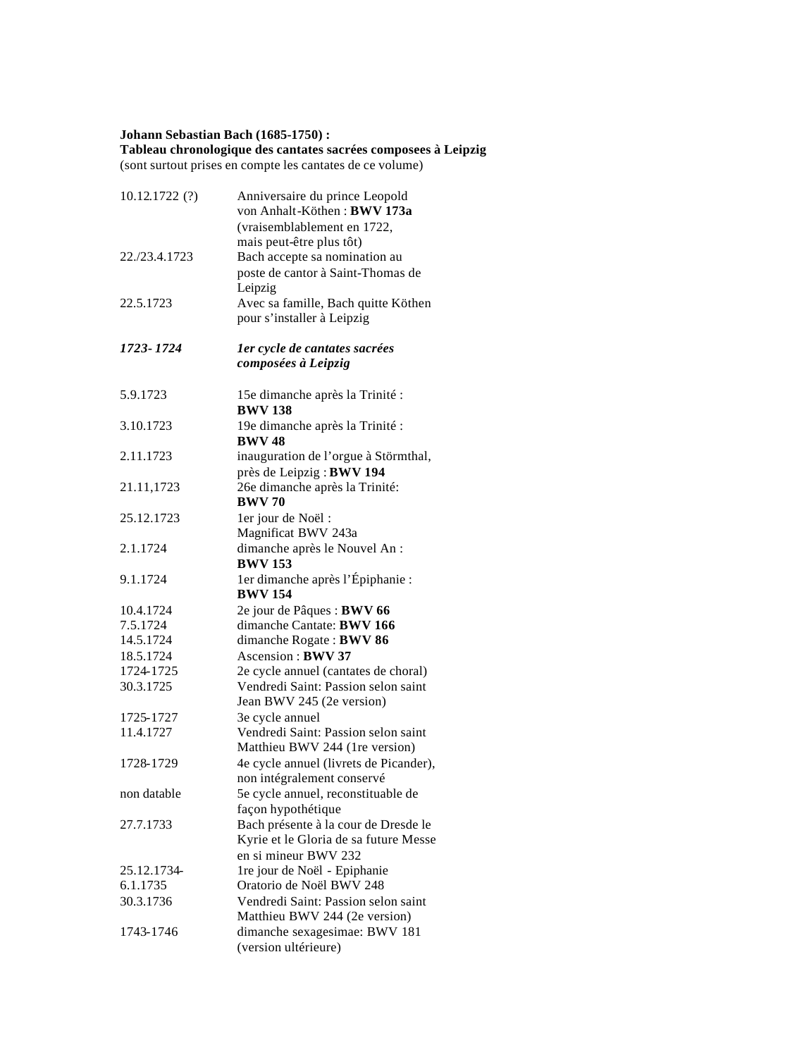**Johann Sebastian Bach (1685-1750) :**
**Tableau chronologique des cantates sacrées composees à Leipzig**
(sont surtout prises en compte les cantates de ce volume)

| | |
|---|---|
| 10.12.1722 (?) | Anniversaire du prince Leopold von Anhalt-Köthen : **BWV 173a** (vraisemblablement en 1722, mais peut-être plus tôt) |
| 22./23.4.1723 | Bach accepte sa nomination au poste de cantor à Saint-Thomas de Leipzig |
| 22.5.1723 | Avec sa famille, Bach quitte Köthen pour s'installer à Leipzig |
| ***1723- 1724*** | ***1er cycle de cantates sacrées composées à Leipzig*** |
| 5.9.1723 | 15e dimanche après la Trinité : **BWV 138** |
| 3.10.1723 | 19e dimanche après la Trinité : **BWV 48** |
| 2.11.1723 | inauguration de l'orgue à Störmthal, près de Leipzig : **BWV 194** |
| 21.11,1723 | 26e dimanche après la Trinité: **BWV 70** |
| 25.12.1723 | 1er jour de Noël : Magnificat BWV 243a |
| 2.1.1724 | dimanche après le Nouvel An : **BWV 153** |
| 9.1.1724 | 1er dimanche après l'Épiphanie : **BWV 154** |
| 10.4.1724 | 2e jour de Pâques : **BWV 66** |
| 7.5.1724 | dimanche Cantate: **BWV 166** |
| 14.5.1724 | dimanche Rogate : **BWV 86** |
| 18.5.1724 | Ascension : **BWV 37** |
| 1724-1725 | 2e cycle annuel (cantates de choral) |
| 30.3.1725 | Vendredi Saint: Passion selon saint Jean BWV 245 (2e version) |
| 1725-1727 | 3e cycle annuel |
| 11.4.1727 | Vendredi Saint: Passion selon saint Matthieu BWV 244 (1re version) |
| 1728-1729 | 4e cycle annuel (livrets de Picander), non intégralement conservé |
| non datable | 5e cycle annuel, reconstituable de façon hypothétique |
| 27.7.1733 | Bach présente à la cour de Dresde le Kyrie et le Gloria de sa future Messe en si mineur BWV 232 |
| 25.12.1734-6.1.1735 | 1re jour de Noël - Epiphanie Oratorio de Noël BWV 248 |
| 30.3.1736 | Vendredi Saint: Passion selon saint Matthieu BWV 244 (2e version) |
| 1743-1746 | dimanche sexagesimae: BWV 181 (version ultérieure) |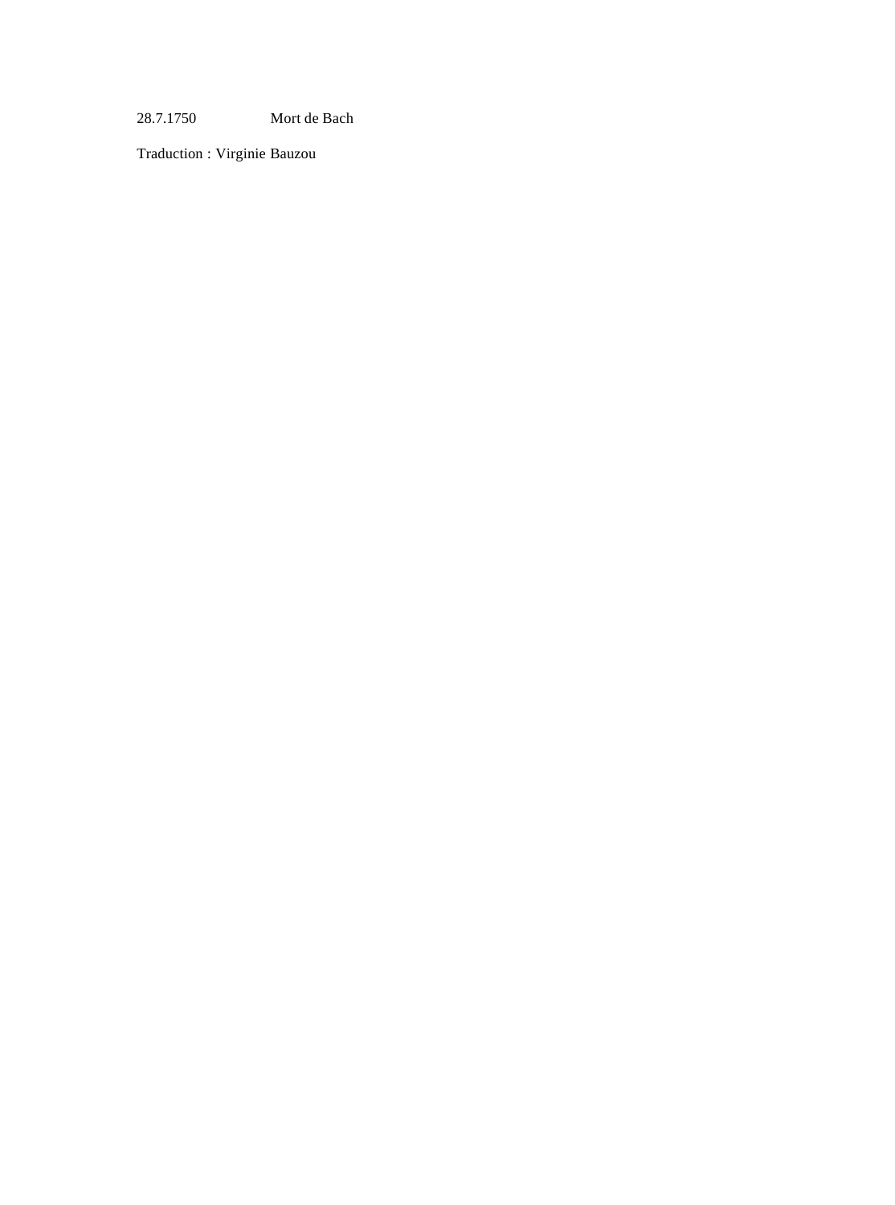28.7.1750 Mort de Bach

Traduction : Virginie Bauzou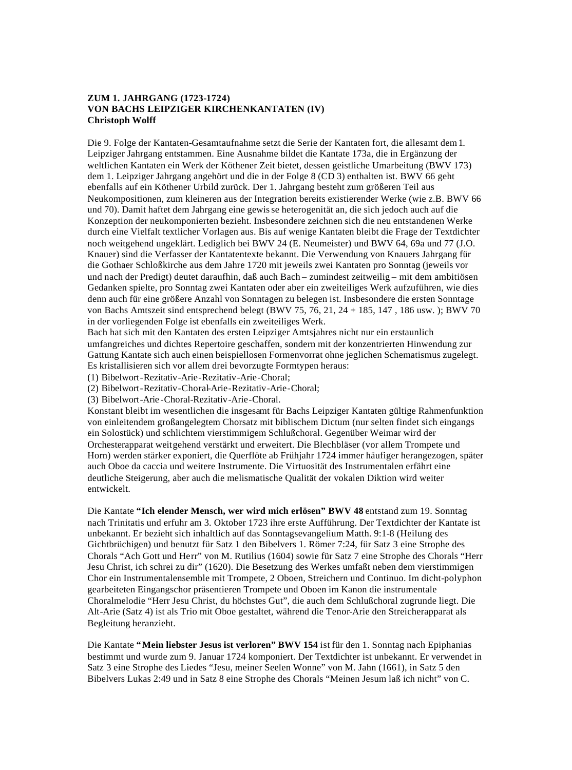**ZUM 1. JAHRGANG (1723-1724)**
**VON BACHS LEIPZIGER KIRCHENKANTATEN (IV)**
**Christoph Wolff**

Die 9. Folge der Kantaten-Gesamtaufnahme setzt die Serie der Kantaten fort, die allesamt dem 1. Leipziger Jahrgang entstammen. Eine Ausnahme bildet die Kantate 173a, die in Ergänzung der weltlichen Kantaten ein Werk der Köthener Zeit bietet, dessen geistliche Umarbeitung (BWV 173) dem 1. Leipziger Jahrgang angehört und die in der Folge 8 (CD 3) enthalten ist. BWV 66 geht ebenfalls auf ein Köthener Urbild zurück. Der 1. Jahrgang besteht zum größeren Teil aus Neukompositionen, zum kleineren aus der Integration bereits existierender Werke (wie z.B. BWV 66 und 70). Damit haftet dem Jahrgang eine gewisse Heterogenität an, die sich jedoch auch auf die Konzeption der neukomponierten bezieht. Insbesondere zeichnen sich die neu entstandenen Werke durch eine Vielfalt textlicher Vorlagen aus. Bis auf wenige Kantaten bleibt die Frage der Textdichter noch weitgehend ungeklärt. Lediglich bei BWV 24 (E. Neumeister) und BWV 64, 69a und 77 (J.O. Knauer) sind die Verfasser der Kantatentexte bekannt. Die Verwendung von Knauers Jahrgang für die Gothaer Schloßkirche aus dem Jahre 1720 mit jeweils zwei Kantaten pro Sonntag (jeweils vor und nach der Predigt) deutet daraufhin, daß auch Bach – zumindest zeitweilig – mit dem ambitiösen Gedanken spielte, pro Sonntag zwei Kantaten oder aber ein zweiteiliges Werk aufzuführen, wie dies denn auch für eine größere Anzahl von Sonntagen zu belegen ist. Insbesondere die ersten Sonntage von Bachs Amtszeit sind entsprechend belegt (BWV 75, 76, 21, 24 + 185, 147 , 186 usw. ); BWV 70 in der vorliegenden Folge ist ebenfalls ein zweiteiliges Werk.

Bach hat sich mit den Kantaten des ersten Leipziger Amtsjahres nicht nur ein erstaunlich umfangreiches und dichtes Repertoire geschaffen, sondern mit der konzentrierten Hinwendung zur Gattung Kantate sich auch einen beispiellosen Formenvorrat ohne jeglichen Schematismus zugelegt. Es kristallisieren sich vor allem drei bevorzugte Formtypen heraus:

(1) Bibelwort-Rezitativ-Arie-Rezitativ-Arie-Choral;
(2) Bibelwort-Rezitativ-Choral-Arie-Rezitativ-Arie-Choral;
(3) Bibelwort-Arie-Choral-Rezitativ-Arie-Choral.

Konstant bleibt im wesentlichen die insgesamt für Bachs Leipziger Kantaten gültige Rahmenfunktion von einleitendem großangelegtem Chorsatz mit biblischem Dictum (nur selten findet sich eingangs ein Solostück) und schlichtem vierstimmigem Schlußchoral. Gegenüber Weimar wird der Orchesterapparat weitgehend verstärkt und erweitert. Die Blechbläser (vor allem Trompete und Horn) werden stärker exponiert, die Querflöte ab Frühjahr 1724 immer häufiger herangezogen, später auch Oboe da caccia und weitere Instrumente. Die Virtuosität des Instrumentalen erfährt eine deutliche Steigerung, aber auch die melismatische Qualität der vokalen Diktion wird weiter entwickelt.

Die Kantate **"Ich elender Mensch, wer wird mich erlösen" BWV 48** entstand zum 19. Sonntag nach Trinitatis und erfuhr am 3. Oktober 1723 ihre erste Aufführung. Der Textdichter der Kantate ist unbekannt. Er bezieht sich inhaltlich auf das Sonntagsevangelium Matth. 9:1-8 (Heilung des Gichtbrüchigen) und benutzt für Satz 1 den Bibelvers 1. Römer 7:24, für Satz 3 eine Strophe des Chorals "Ach Gott und Herr" von M. Rutilius (1604) sowie für Satz 7 eine Strophe des Chorals "Herr Jesu Christ, ich schrei zu dir" (1620). Die Besetzung des Werkes umfaßt neben dem vierstimmigen Chor ein Instrumentalensemble mit Trompete, 2 Oboen, Streichern und Continuo. Im dicht-polyphon gearbeiteten Eingangschor präsentieren Trompete und Oboen im Kanon die instrumentale Choralmelodie "Herr Jesu Christ, du höchstes Gut", die auch dem Schlußchoral zugrunde liegt. Die Alt-Arie (Satz 4) ist als Trio mit Oboe gestaltet, während die Tenor-Arie den Streicherapparat als Begleitung heranzieht.

Die Kantate **"Mein liebster Jesus ist verloren" BWV 154** ist für den 1. Sonntag nach Epiphanias bestimmt und wurde zum 9. Januar 1724 komponiert. Der Textdichter ist unbekannt. Er verwendet in Satz 3 eine Strophe des Liedes "Jesu, meiner Seelen Wonne" von M. Jahn (1661), in Satz 5 den Bibelvers Lukas 2:49 und in Satz 8 eine Strophe des Chorals "Meinen Jesum laß ich nicht" von C.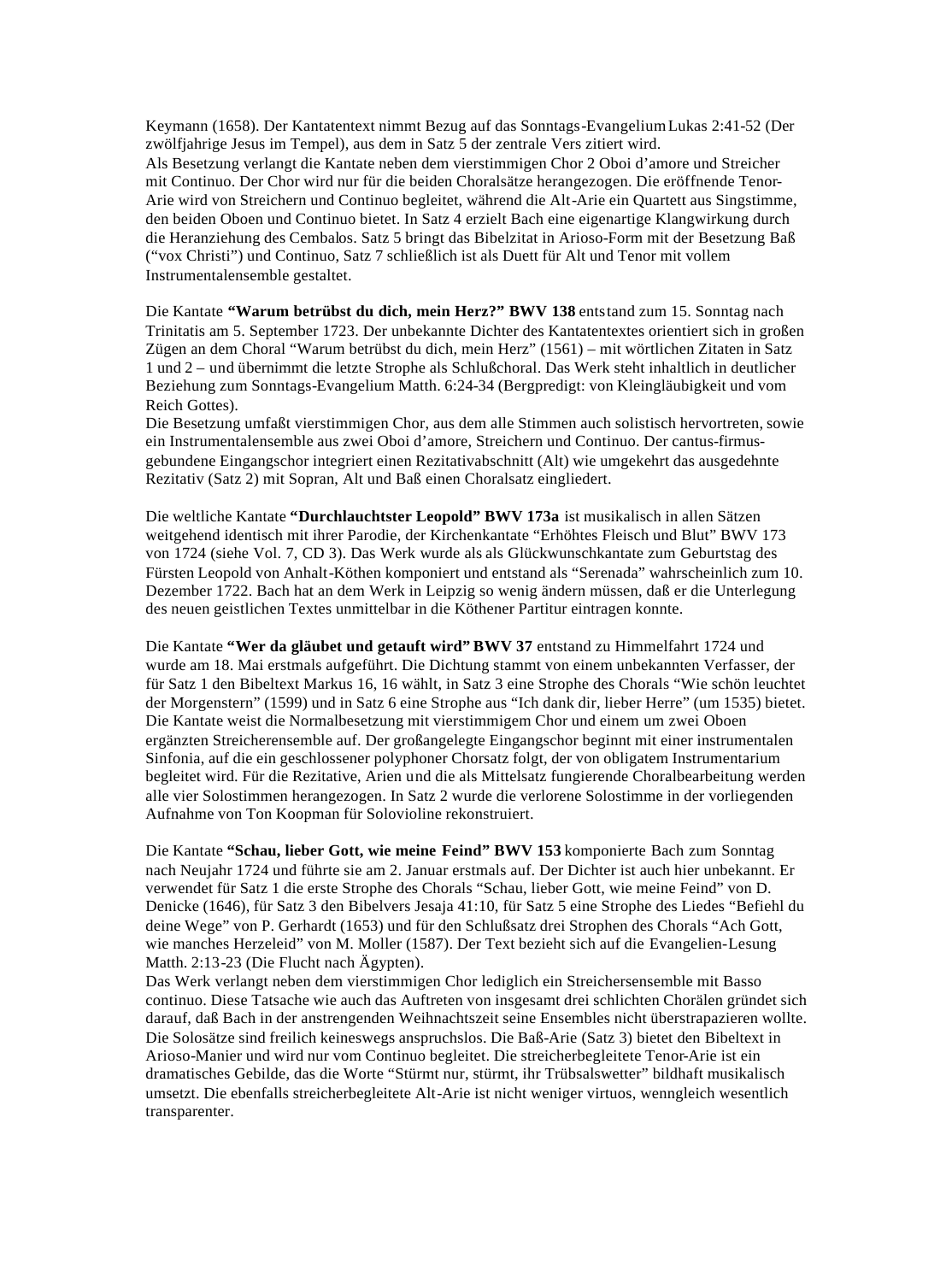Keymann (1658). Der Kantatentext nimmt Bezug auf das Sonntags-Evangelium Lukas 2:41-52 (Der zwölfjahrige Jesus im Tempel), aus dem in Satz 5 der zentrale Vers zitiert wird.
Als Besetzung verlangt die Kantate neben dem vierstimmigen Chor 2 Oboi d'amore und Streicher mit Continuo. Der Chor wird nur für die beiden Choralsätze herangezogen. Die eröffnende Tenor-Arie wird von Streichern und Continuo begleitet, während die Alt-Arie ein Quartett aus Singstimme, den beiden Oboen und Continuo bietet. In Satz 4 erzielt Bach eine eigenartige Klangwirkung durch die Heranziehung des Cembalos. Satz 5 bringt das Bibelzitat in Arioso-Form mit der Besetzung Baß ("vox Christi") und Continuo, Satz 7 schließlich ist als Duett für Alt und Tenor mit vollem Instrumentalensemble gestaltet.

Die Kantate **"Warum betrübst du dich, mein Herz?" BWV 138** entstand zum 15. Sonntag nach Trinitatis am 5. September 1723. Der unbekannte Dichter des Kantatentextes orientiert sich in großen Zügen an dem Choral "Warum betrübst du dich, mein Herz" (1561) – mit wörtlichen Zitaten in Satz 1 und 2 – und übernimmt die letzte Strophe als Schlußchoral. Das Werk steht inhaltlich in deutlicher Beziehung zum Sonntags-Evangelium Matth. 6:24-34 (Bergpredigt: von Kleingläubigkeit und vom Reich Gottes).
Die Besetzung umfaßt vierstimmigen Chor, aus dem alle Stimmen auch solistisch hervortreten, sowie ein Instrumentalensemble aus zwei Oboi d'amore, Streichern und Continuo. Der cantus-firmus-gebundene Eingangschor integriert einen Rezitativabschnitt (Alt) wie umgekehrt das ausgedehnte Rezitativ (Satz 2) mit Sopran, Alt und Baß einen Choralsatz eingliedert.

Die weltliche Kantate **"Durchlauchtster Leopold" BWV 173a** ist musikalisch in allen Sätzen weitgehend identisch mit ihrer Parodie, der Kirchenkantate "Erhöhtes Fleisch und Blut" BWV 173 von 1724 (siehe Vol. 7, CD 3). Das Werk wurde als als Glückwunschkantate zum Geburtstag des Fürsten Leopold von Anhalt-Köthen komponiert und entstand als "Serenada" wahrscheinlich zum 10. Dezember 1722. Bach hat an dem Werk in Leipzig so wenig ändern müssen, daß er die Unterlegung des neuen geistlichen Textes unmittelbar in die Köthener Partitur eintragen konnte.

Die Kantate **"Wer da gläubet und getauft wird" BWV 37** entstand zu Himmelfahrt 1724 und wurde am 18. Mai erstmals aufgeführt. Die Dichtung stammt von einem unbekannten Verfasser, der für Satz 1 den Bibeltext Markus 16, 16 wählt, in Satz 3 eine Strophe des Chorals "Wie schön leuchtet der Morgenstern" (1599) und in Satz 6 eine Strophe aus "Ich dank dir, lieber Herre" (um 1535) bietet. Die Kantate weist die Normalbesetzung mit vierstimmigem Chor und einem um zwei Oboen ergänzten Streicherensemble auf. Der großangelegte Eingangschor beginnt mit einer instrumentalen Sinfonia, auf die ein geschlossener polyphoner Chorsatz folgt, der von obligatem Instrumentarium begleitet wird. Für die Rezitative, Arien und die als Mittelsatz fungierende Choralbearbeitung werden alle vier Solostimmen herangezogen. In Satz 2 wurde die verlorene Solostimme in der vorliegenden Aufnahme von Ton Koopman für Solovioline rekonstruiert.

Die Kantate **"Schau, lieber Gott, wie meine Feind" BWV 153** komponierte Bach zum Sonntag nach Neujahr 1724 und führte sie am 2. Januar erstmals auf. Der Dichter ist auch hier unbekannt. Er verwendet für Satz 1 die erste Strophe des Chorals "Schau, lieber Gott, wie meine Feind" von D. Denicke (1646), für Satz 3 den Bibelvers Jesaja 41:10, für Satz 5 eine Strophe des Liedes "Befiehl du deine Wege" von P. Gerhardt (1653) und für den Schlußsatz drei Strophen des Chorals "Ach Gott, wie manches Herzeleid" von M. Moller (1587). Der Text bezieht sich auf die Evangelien-Lesung Matth. 2:13-23 (Die Flucht nach Ägypten).
Das Werk verlangt neben dem vierstimmigen Chor lediglich ein Streichersensemble mit Basso continuo. Diese Tatsache wie auch das Auftreten von insgesamt drei schlichten Chorälen gründet sich darauf, daß Bach in der anstrengenden Weihnachtszeit seine Ensembles nicht überstrapazieren wollte. Die Solosätze sind freilich keineswegs anspruchslos. Die Baß-Arie (Satz 3) bietet den Bibeltext in Arioso-Manier und wird nur vom Continuo begleitet. Die streicherbegleitete Tenor-Arie ist ein dramatisches Gebilde, das die Worte "Stürmt nur, stürmt, ihr Trübsalswetter" bildhaft musikalisch umsetzt. Die ebenfalls streicherbegleitete Alt-Arie ist nicht weniger virtuos, wenngleich wesentlich transparenter.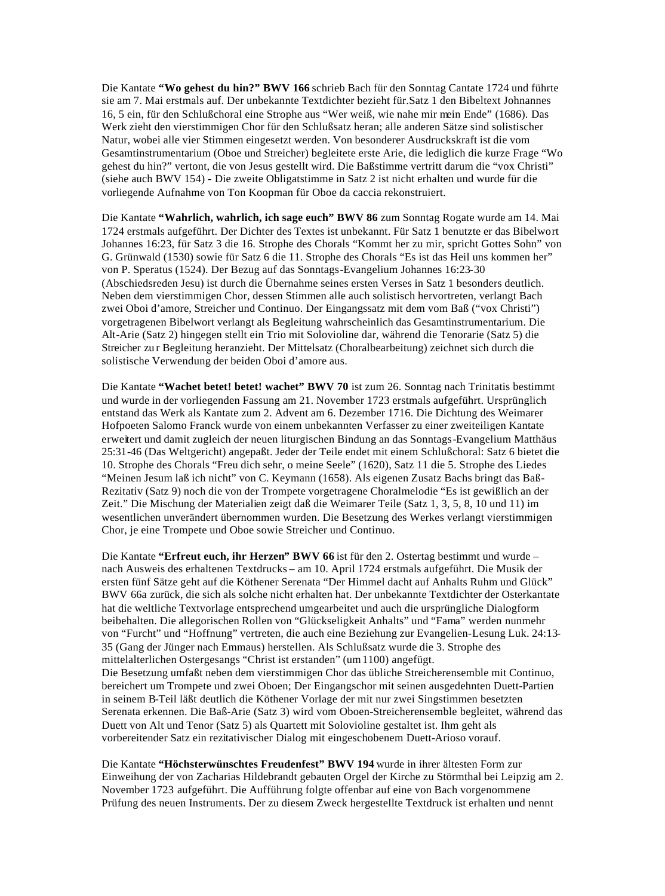Die Kantate **“Wo gehest du hin?” BWV 166** schrieb Bach für den Sonntag Cantate 1724 und führte sie am 7. Mai erstmals auf. Der unbekannte Textdichter bezieht für.Satz 1 den Bibeltext Johannnes 16, 5 ein, für den Schlußchoral eine Strophe aus “Wer weiß, wie nahe mir mein Ende” (1686). Das Werk zieht den vierstimmigen Chor für den Schlußsatz heran; alle anderen Sätze sind solistischer Natur, wobei alle vier Stimmen eingesetzt werden. Von besonderer Ausdruckskraft ist die vom Gesamtinstrumentarium (Oboe und Streicher) begleitete erste Arie, die lediglich die kurze Frage “Wo gehest du hin?” vertont, die von Jesus gestellt wird. Die Baßstimme vertritt darum die “vox Christi” (siehe auch BWV 154) - Die zweite Obligatstimme in Satz 2 ist nicht erhalten und wurde für die vorliegende Aufnahme von Ton Koopman für Oboe da caccia rekonstruiert.

Die Kantate **“Wahrlich, wahrlich, ich sage euch” BWV 86** zum Sonntag Rogate wurde am 14. Mai 1724 erstmals aufgeführt. Der Dichter des Textes ist unbekannt. Für Satz 1 benutzte er das Bibelwort Johannes 16:23, für Satz 3 die 16. Strophe des Chorals “Kommt her zu mir, spricht Gottes Sohn” von G. Grünwald (1530) sowie für Satz 6 die 11. Strophe des Chorals “Es ist das Heil uns kommen her” von P. Speratus (1524). Der Bezug auf das Sonntags-Evangelium Johannes 16:23-30 (Abschiedsreden Jesu) ist durch die Übernahme seines ersten Verses in Satz 1 besonders deutlich. Neben dem vierstimmigen Chor, dessen Stimmen alle auch solistisch hervortreten, verlangt Bach zwei Oboi d’amore, Streicher und Continuo. Der Eingangssatz mit dem vom Baß (“vox Christi”) vorgetragenen Bibelwort verlangt als Begleitung wahrscheinlich das Gesamtinstrumentarium. Die Alt-Arie (Satz 2) hingegen stellt ein Trio mit Solovioline dar, während die Tenorarie (Satz 5) die Streicher zur Begleitung heranzieht. Der Mittelsatz (Choralbearbeitung) zeichnet sich durch die solistische Verwendung der beiden Oboi d’amore aus.

Die Kantate **“Wachet betet! betet! wachet” BWV 70** ist zum 26. Sonntag nach Trinitatis bestimmt und wurde in der vorliegenden Fassung am 21. November 1723 erstmals aufgeführt. Ursprünglich entstand das Werk als Kantate zum 2. Advent am 6. Dezember 1716. Die Dichtung des Weimarer Hofpoeten Salomo Franck wurde von einem unbekannten Verfasser zu einer zweiteiligen Kantate erweitert und damit zugleich der neuen liturgischen Bindung an das Sonntags-Evangelium Matthäus 25:31-46 (Das Weltgericht) angepaßt. Jeder der Teile endet mit einem Schlußchoral: Satz 6 bietet die 10. Strophe des Chorals “Freu dich sehr, o meine Seele” (1620), Satz 11 die 5. Strophe des Liedes “Meinen Jesum laß ich nicht” von C. Keymann (1658). Als eigenen Zusatz Bachs bringt das Baß-Rezitativ (Satz 9) noch die von der Trompete vorgetragene Choralmelodie “Es ist gewißlich an der Zeit.” Die Mischung der Materialien zeigt daß die Weimarer Teile (Satz 1, 3, 5, 8, 10 und 11) im wesentlichen unverändert übernommen wurden. Die Besetzung des Werkes verlangt vierstimmigen Chor, je eine Trompete und Oboe sowie Streicher und Continuo.

Die Kantate **“Erfreut euch, ihr Herzen” BWV 66** ist für den 2. Ostertag bestimmt und wurde – nach Ausweis des erhaltenen Textdrucks – am 10. April 1724 erstmals aufgeführt. Die Musik der ersten fünf Sätze geht auf die Köthener Serenata “Der Himmel dacht auf Anhalts Ruhm und Glück” BWV 66a zurück, die sich als solche nicht erhalten hat. Der unbekannte Textdichter der Osterkantate hat die weltliche Textvorlage entsprechend umgearbeitet und auch die ursprüngliche Dialogform beibehalten. Die allegorischen Rollen von “Glückseligkeit Anhalts” und “Fama” werden nunmehr von “Furcht” und “Hoffnung” vertreten, die auch eine Beziehung zur Evangelien-Lesung Luk. 24:13-35 (Gang der Jünger nach Emmaus) herstellen. Als Schlußsatz wurde die 3. Strophe des mittelalterlichen Ostergesangs “Christ ist erstanden” (um 1100) angefügt.
Die Besetzung umfaßt neben dem vierstimmigen Chor das übliche Streicherensemble mit Continuo, bereichert um Trompete und zwei Oboen; Der Eingangschor mit seinen ausgedehnten Duett-Partien in seinem B-Teil läßt deutlich die Köthener Vorlage der mit nur zwei Singstimmen besetzten Serenata erkennen. Die Baß-Arie (Satz 3) wird vom Oboen-Streicherensemble begleitet, während das Duett von Alt und Tenor (Satz 5) als Quartett mit Solovioline gestaltet ist. Ihm geht als vorbereitender Satz ein rezitativischer Dialog mit eingeschobenem Duett-Arioso vorauf.

Die Kantate **“Höchsterwünschtes Freudenfest” BWV 194** wurde in ihrer ältesten Form zur Einweihung der von Zacharias Hildebrandt gebauten Orgel der Kirche zu Störmthal bei Leipzig am 2. November 1723 aufgeführt. Die Aufführung folgte offenbar auf eine von Bach vorgenommene Prüfung des neuen Instruments. Der zu diesem Zweck hergestellte Textdruck ist erhalten und nennt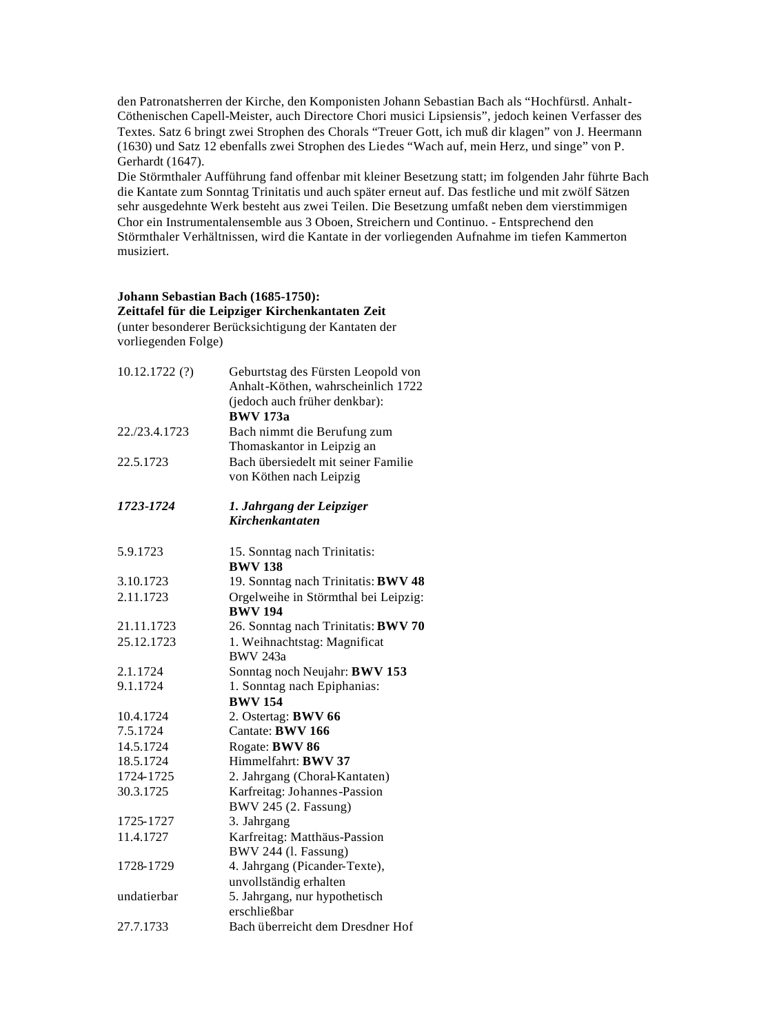den Patronatsherren der Kirche, den Komponisten Johann Sebastian Bach als "Hochfürstl. Anhalt-Cöthenischen Capell-Meister, auch Directore Chori musici Lipsiensis", jedoch keinen Verfasser des Textes. Satz 6 bringt zwei Strophen des Chorals "Treuer Gott, ich muß dir klagen" von J. Heermann (1630) und Satz 12 ebenfalls zwei Strophen des Liedes "Wach auf, mein Herz, und singe" von P. Gerhardt (1647).
Die Störmthaler Aufführung fand offenbar mit kleiner Besetzung statt; im folgenden Jahr führte Bach die Kantate zum Sonntag Trinitatis und auch später erneut auf. Das festliche und mit zwölf Sätzen sehr ausgedehnte Werk besteht aus zwei Teilen. Die Besetzung umfaßt neben dem vierstimmigen Chor ein Instrumentalensemble aus 3 Oboen, Streichern und Continuo. - Entsprechend den Störmthaler Verhältnissen, wird die Kantate in der vorliegenden Aufnahme im tiefen Kammerton musiziert.

**Johann Sebastian Bach (1685-1750):**
**Zeittafel für die Leipziger Kirchenkantaten Zeit**
(unter besonderer Berücksichtigung der Kantaten der vorliegenden Folge)

| | |
|---|---|
| 10.12.1722 (?) | Geburtstag des Fürsten Leopold von Anhalt-Köthen, wahrscheinlich 1722 (jedoch auch früher denkbar): **BWV 173a** |
| 22./23.4.1723 | Bach nimmt die Berufung zum Thomaskantor in Leipzig an |
| 22.5.1723 | Bach übersiedelt mit seiner Familie von Köthen nach Leipzig |
| ***1723-1724*** | ***1. Jahrgang der Leipziger Kirchenkantaten*** |
| 5.9.1723 | 15. Sonntag nach Trinitatis: **BWV 138** |
| 3.10.1723 | 19. Sonntag nach Trinitatis: **BWV 48** |
| 2.11.1723 | Orgelweihe in Störmthal bei Leipzig: **BWV 194** |
| 21.11.1723 | 26. Sonntag nach Trinitatis: **BWV 70** |
| 25.12.1723 | 1. Weihnachtstag: Magnificat BWV 243a |
| 2.1.1724 | Sonntag noch Neujahr: **BWV 153** |
| 9.1.1724 | 1. Sonntag nach Epiphanias: **BWV 154** |
| 10.4.1724 | 2. Ostertag: **BWV 66** |
| 7.5.1724 | Cantate: **BWV 166** |
| 14.5.1724 | Rogate: **BWV 86** |
| 18.5.1724 | Himmelfahrt: **BWV 37** |
| 1724-1725 | 2. Jahrgang (Choral-Kantaten) |
| 30.3.1725 | Karfreitag: Johannes-Passion BWV 245 (2. Fassung) |
| 1725-1727 | 3. Jahrgang |
| 11.4.1727 | Karfreitag: Matthäus-Passion BWV 244 (l. Fassung) |
| 1728-1729 | 4. Jahrgang (Picander-Texte), unvollständig erhalten |
| undatierbar | 5. Jahrgang, nur hypothetisch erschließbar |
| 27.7.1733 | Bach überreicht dem Dresdner Hof |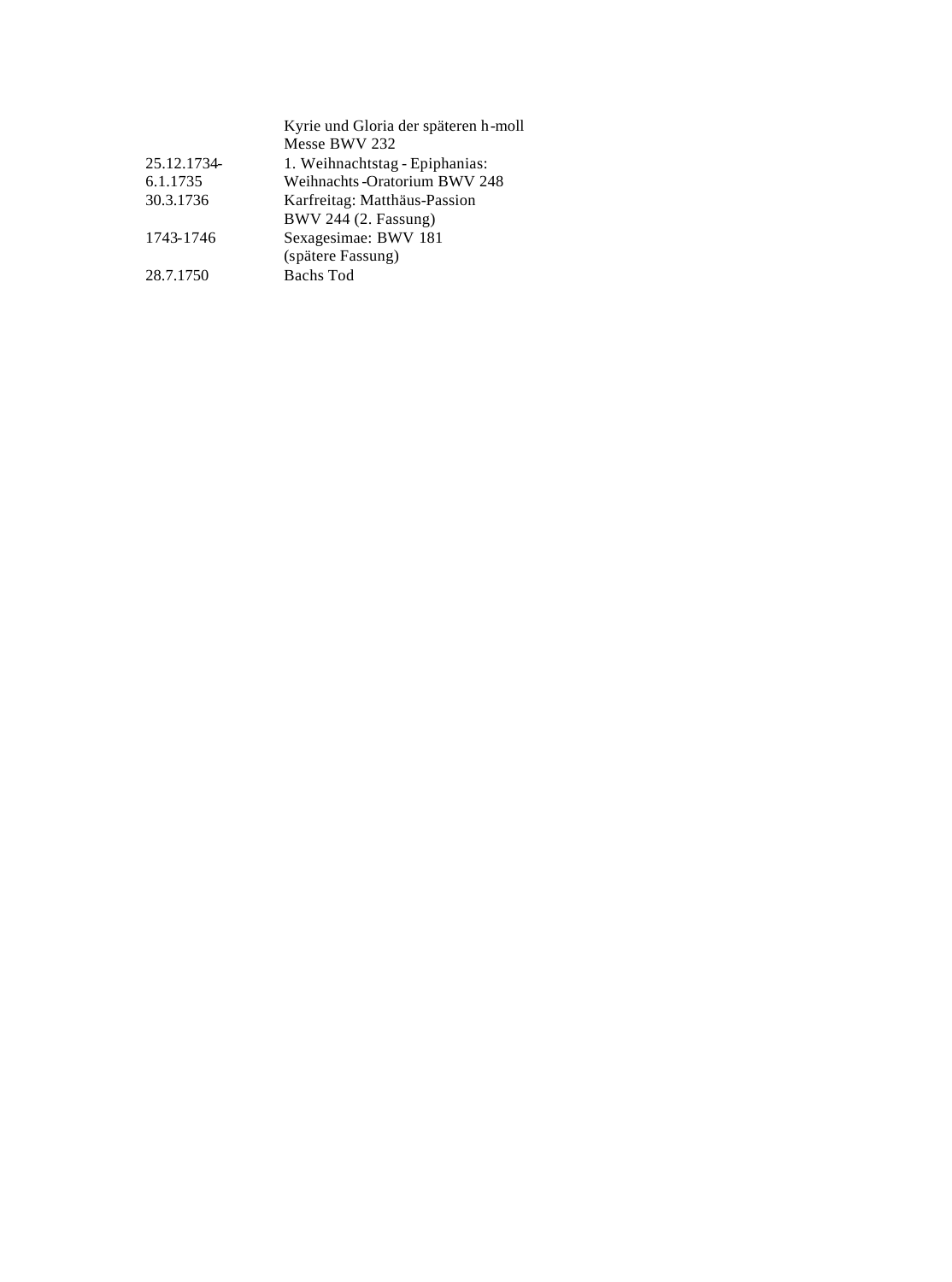| | |
|---|---|
| | Kyrie und Gloria der späteren h-moll Messe BWV 232 |
| 25.12.1734-6.1.1735 | 1. Weihnachtstag - Epiphanias: Weihnachts-Oratorium BWV 248 |
| 30.3.1736 | Karfreitag: Matthäus-Passion BWV 244 (2. Fassung) |
| 1743-1746 | Sexagesimae: BWV 181 (spätere Fassung) |
| 28.7.1750 | Bachs Tod |